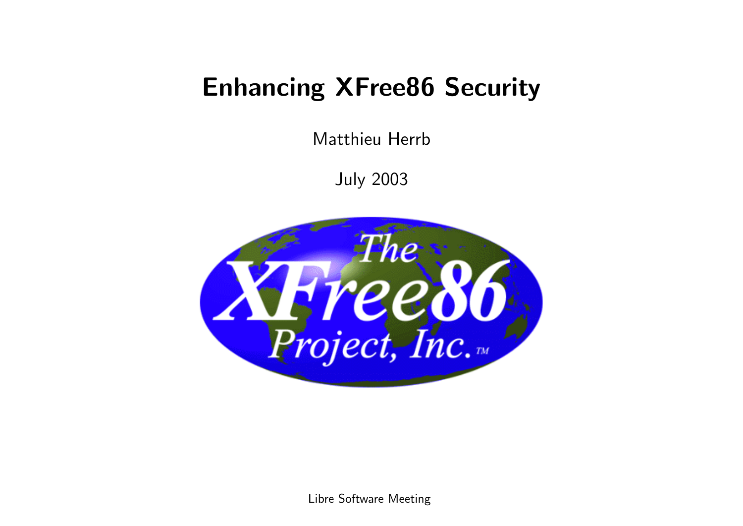# Enhancing XFree86 Security

Matthieu Herrb

July 2003

Libre Software Meeting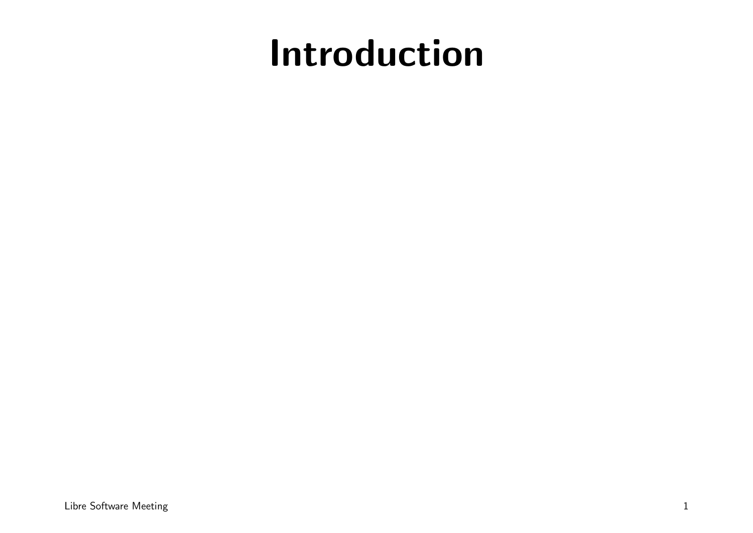# Introduction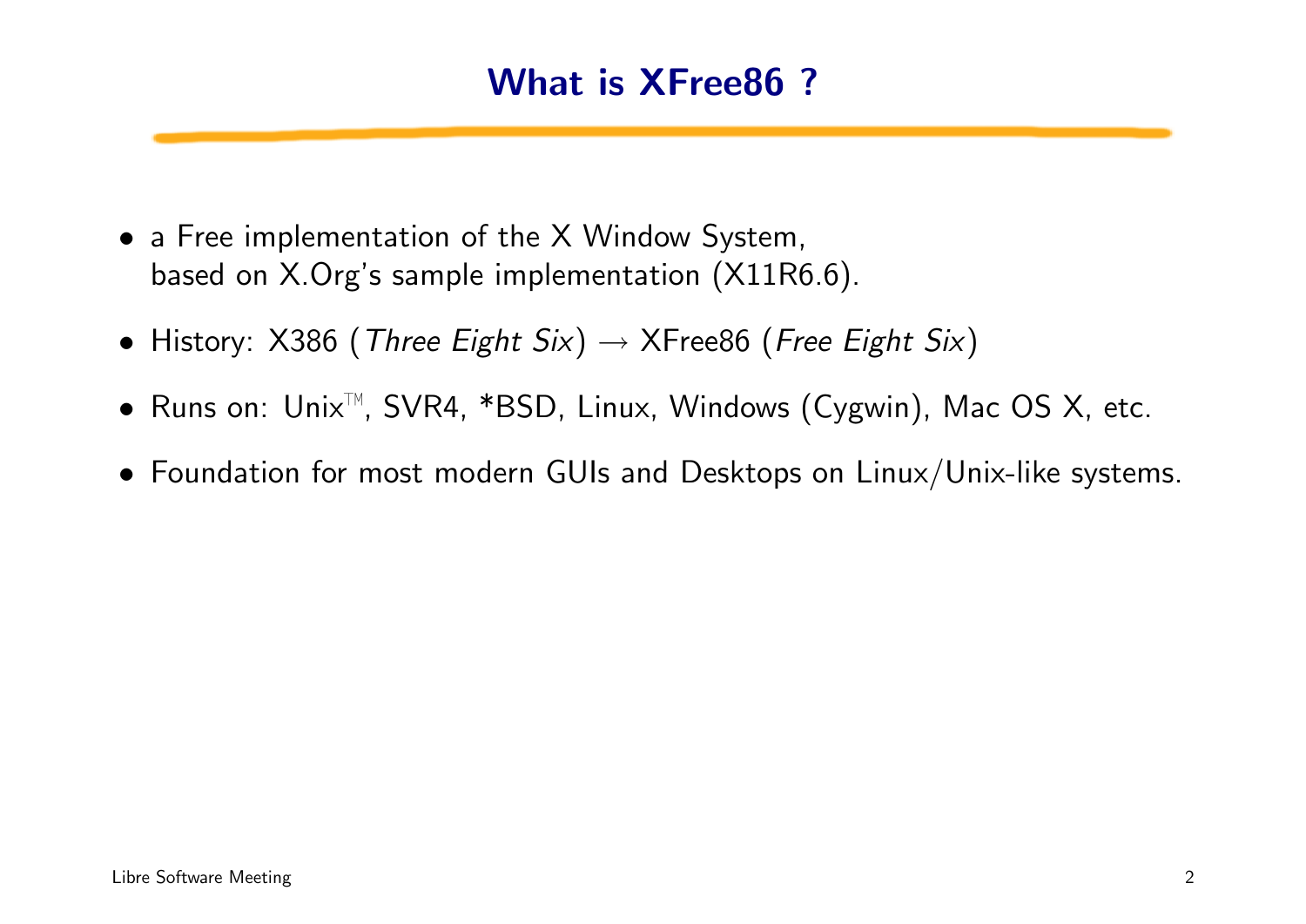# What is XFree86 ?

- a Free implementation of the X Window System,
  based on X.Org's sample implementation (X11R6.6).
- History: X386 (*Three Eight Six*) → XFree86 (*Free Eight Six*)
- Runs on: Unix™, SVR4, *BSD, Linux, Windows (Cygwin), Mac OS X, etc.
- Foundation for most modern GUIs and Desktops on Linux/Unix-like systems.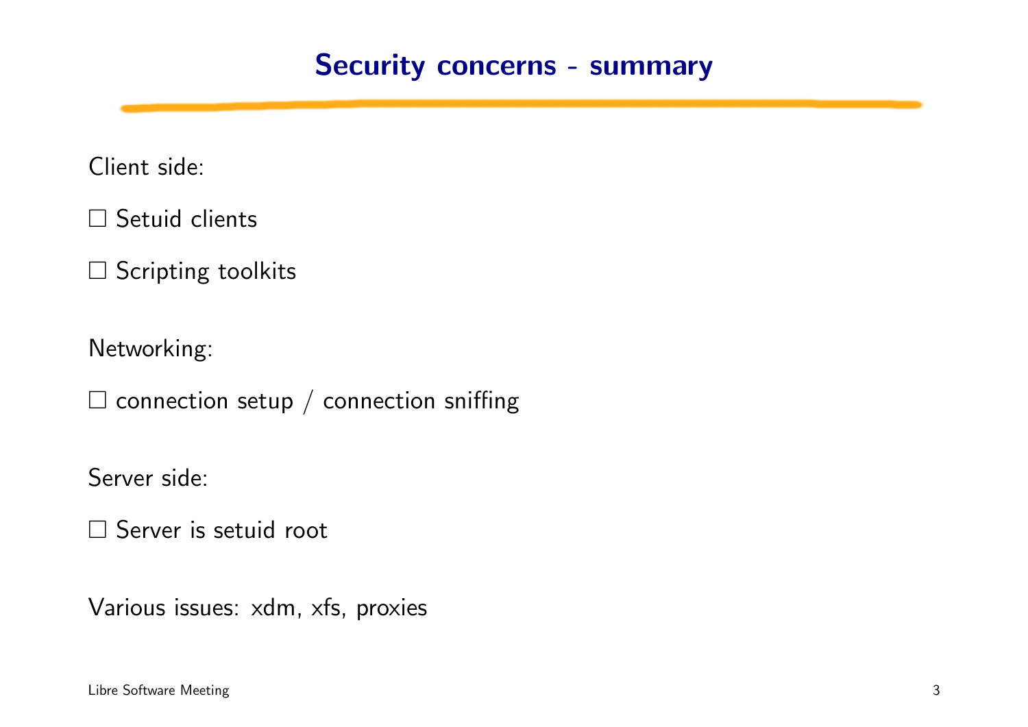# Security concerns - summary

Client side:

- ☐ Setuid clients
- ☐ Scripting toolkits

Networking:

- ☐ connection setup / connection sniffing

Server side:

- ☐ Server is setuid root

Various issues: xdm, xfs, proxies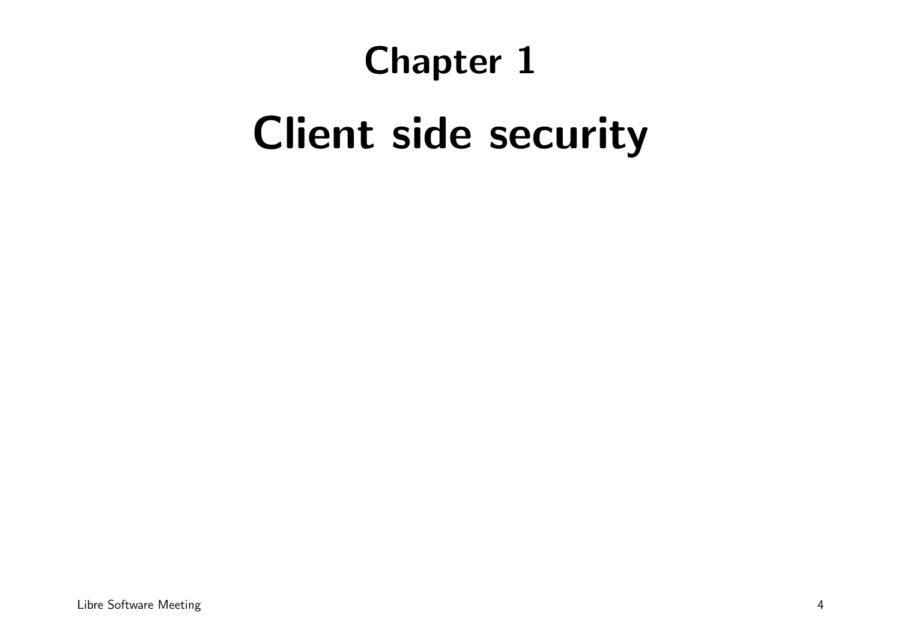# Chapter 1

# Client side security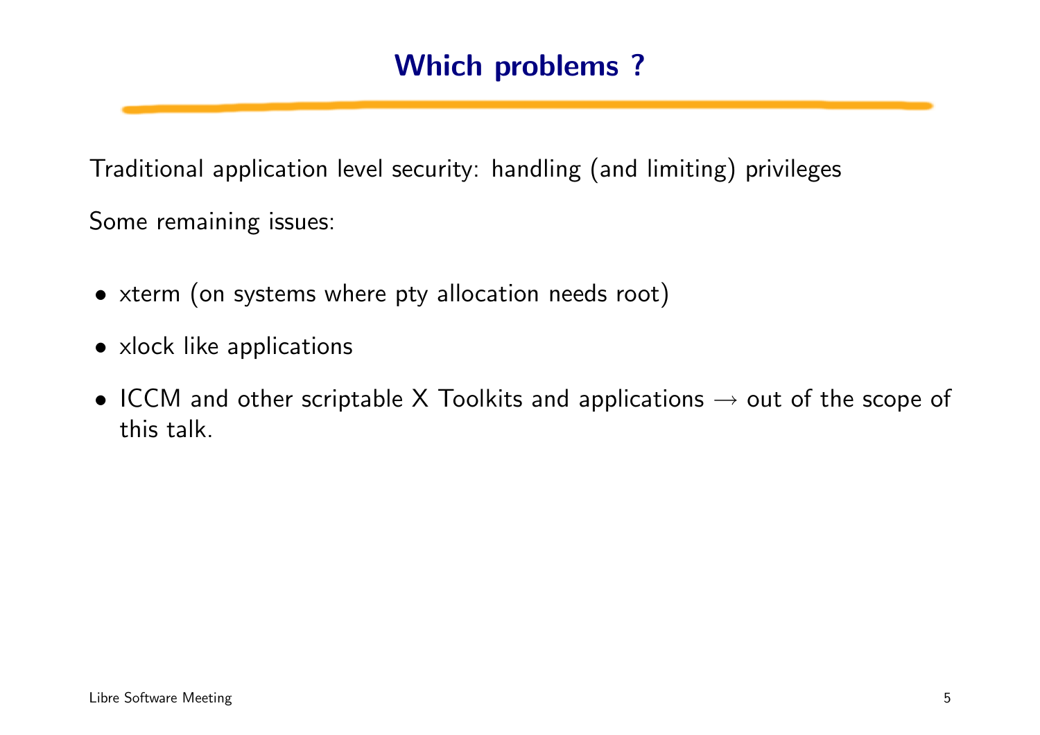# Which problems ?

Traditional application level security: handling (and limiting) privileges

Some remaining issues:

- xterm (on systems where pty allocation needs root)
- xlock like applications
- ICCM and other scriptable X Toolkits and applications → out of the scope of this talk.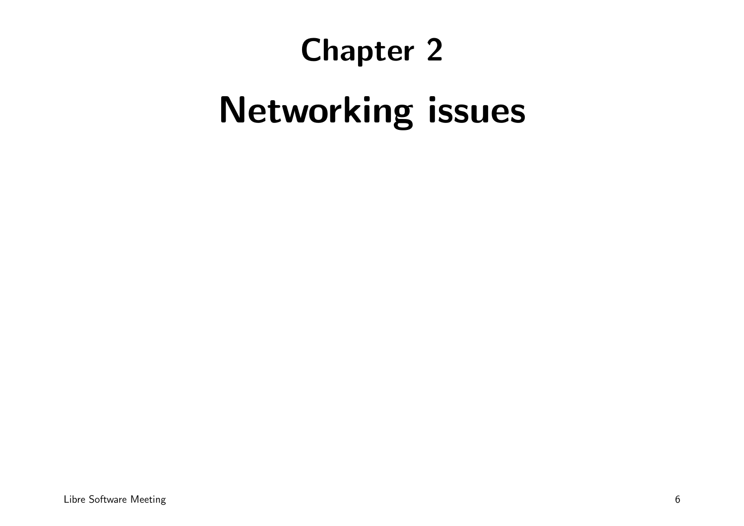# Chapter 2

# Networking issues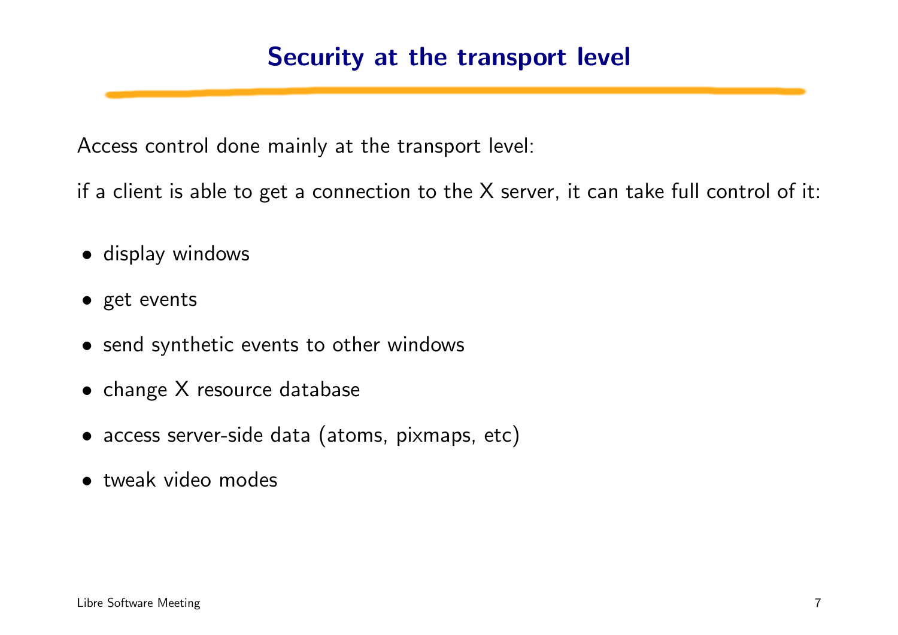# Security at the transport level

Access control done mainly at the transport level:

if a client is able to get a connection to the X server, it can take full control of it:

- display windows
- get events
- send synthetic events to other windows
- change X resource database
- access server-side data (atoms, pixmaps, etc)
- tweak video modes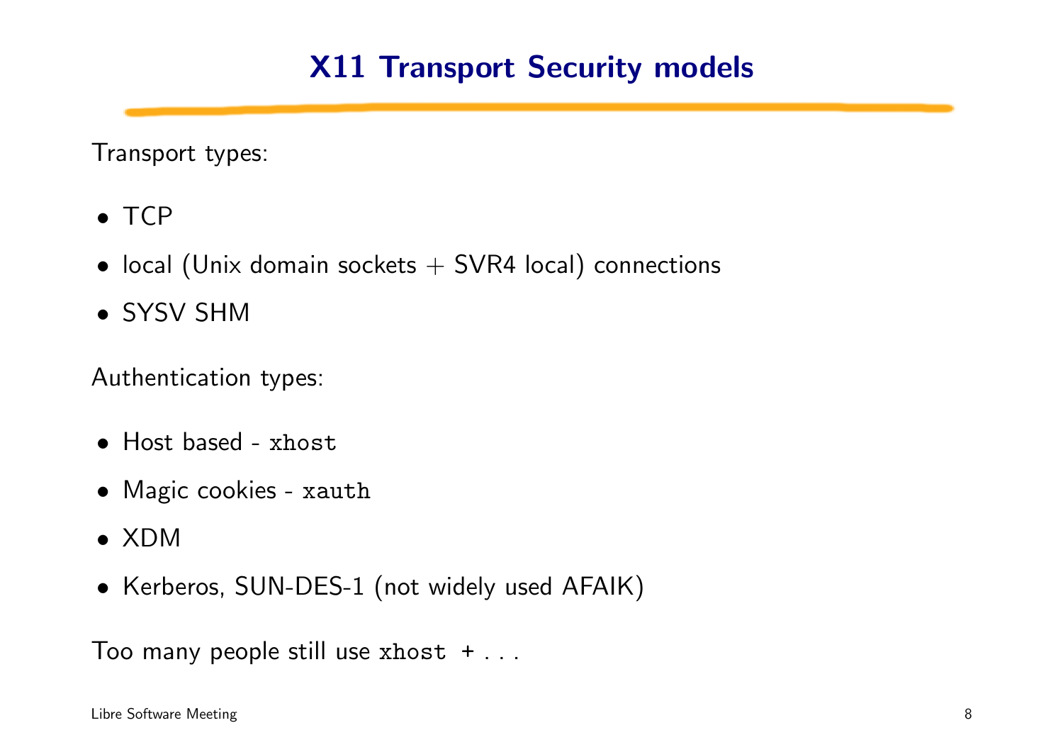# X11 Transport Security models

Transport types:

- TCP
- local (Unix domain sockets + SVR4 local) connections
- SYSV SHM

Authentication types:

- Host based - `xhost`
- Magic cookies - `xauth`
- XDM
- Kerberos, SUN-DES-1 (not widely used AFAIK)

Too many people still use `xhost +` . . .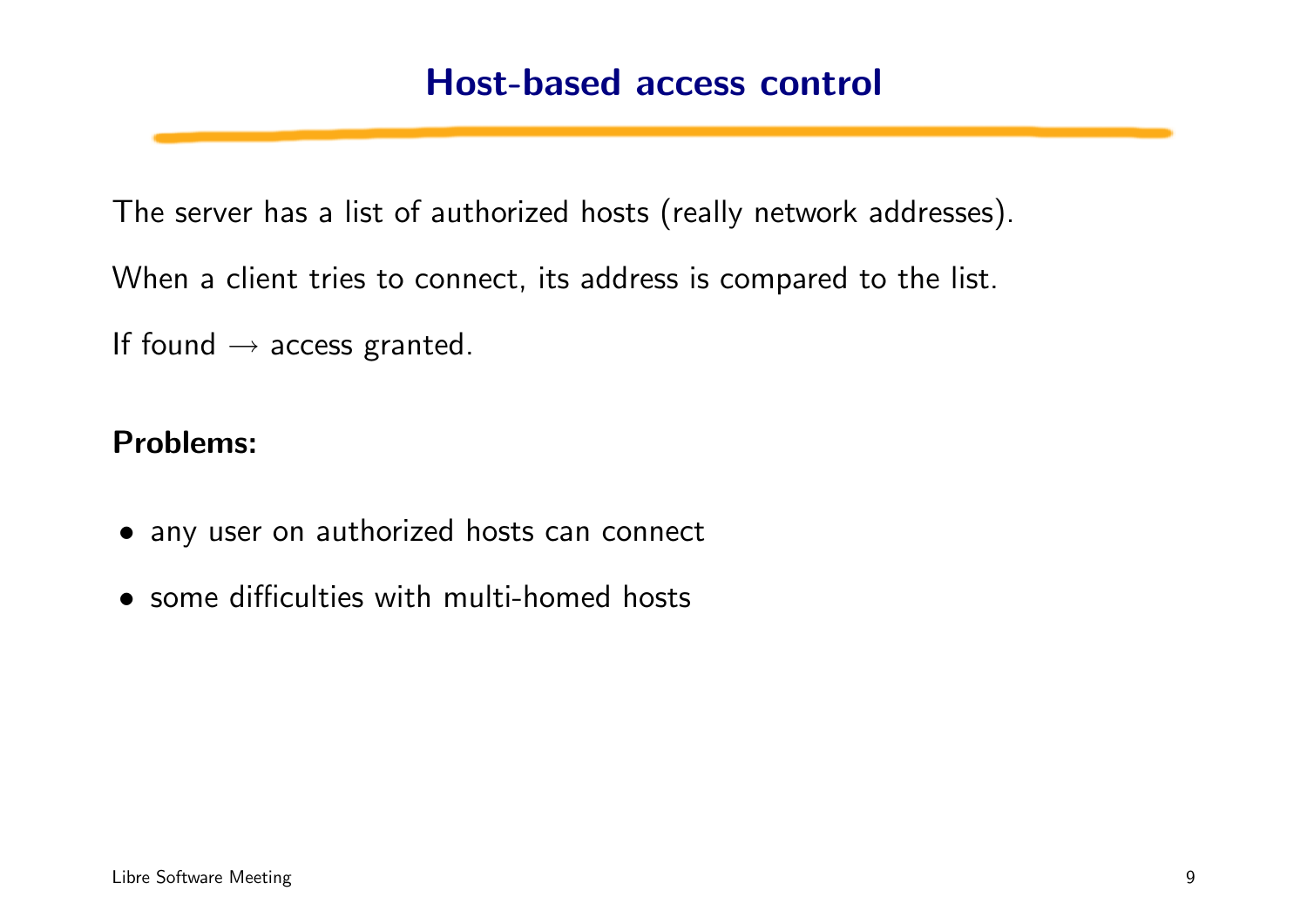# Host-based access control

The server has a list of authorized hosts (really network addresses).

When a client tries to connect, its address is compared to the list.

If found $\rightarrow$ access granted.

**Problems:**

- any user on authorized hosts can connect
- some difficulties with multi-homed hosts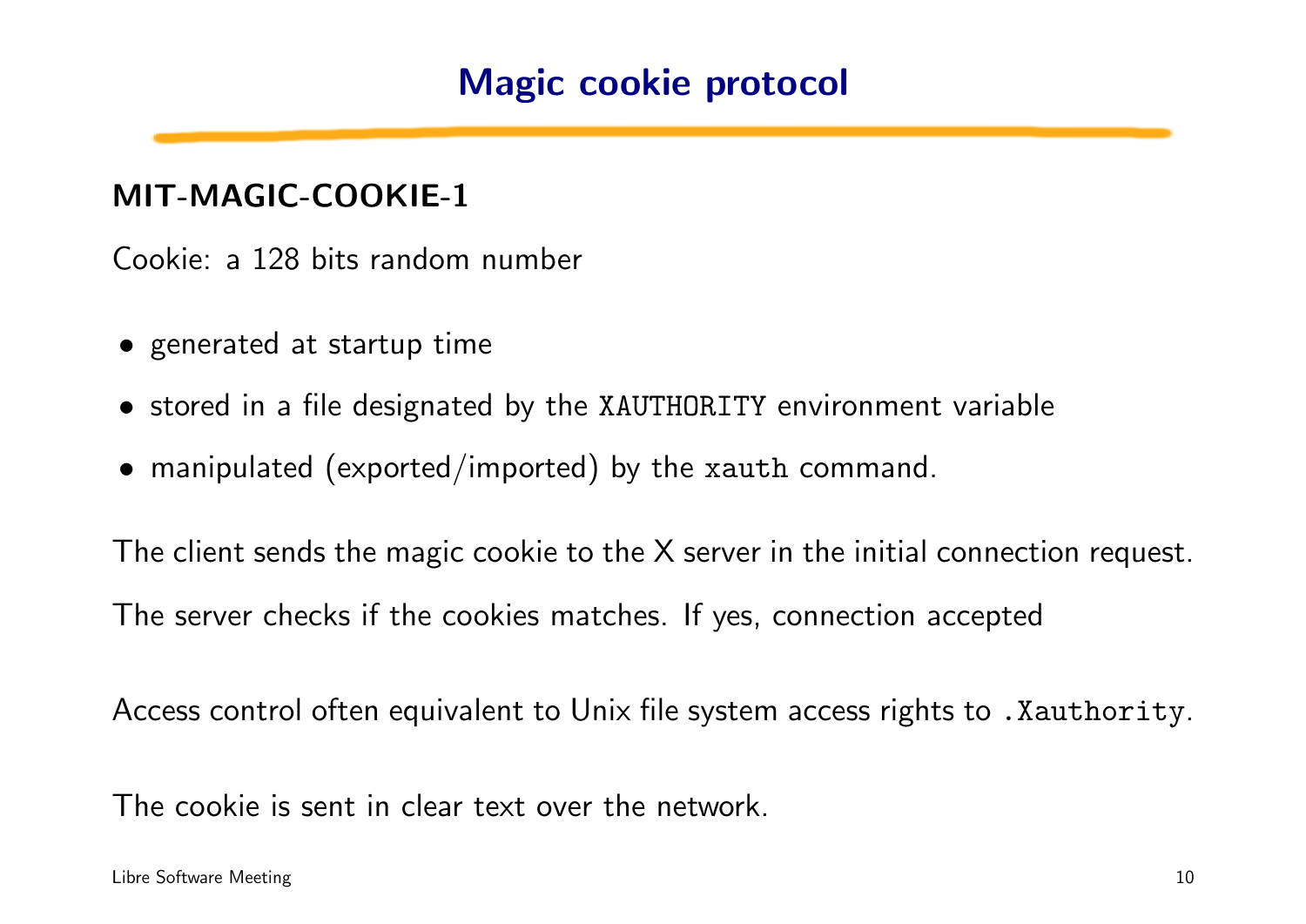# Magic cookie protocol

## MIT-MAGIC-COOKIE-1

Cookie: a 128 bits random number

- generated at startup time
- stored in a file designated by the `XAUTHORITY` environment variable
- manipulated (exported/imported) by the `xauth` command.

The client sends the magic cookie to the X server in the initial connection request.

The server checks if the cookies matches. If yes, connection accepted

Access control often equivalent to Unix file system access rights to `.Xauthority`.

The cookie is sent in clear text over the network.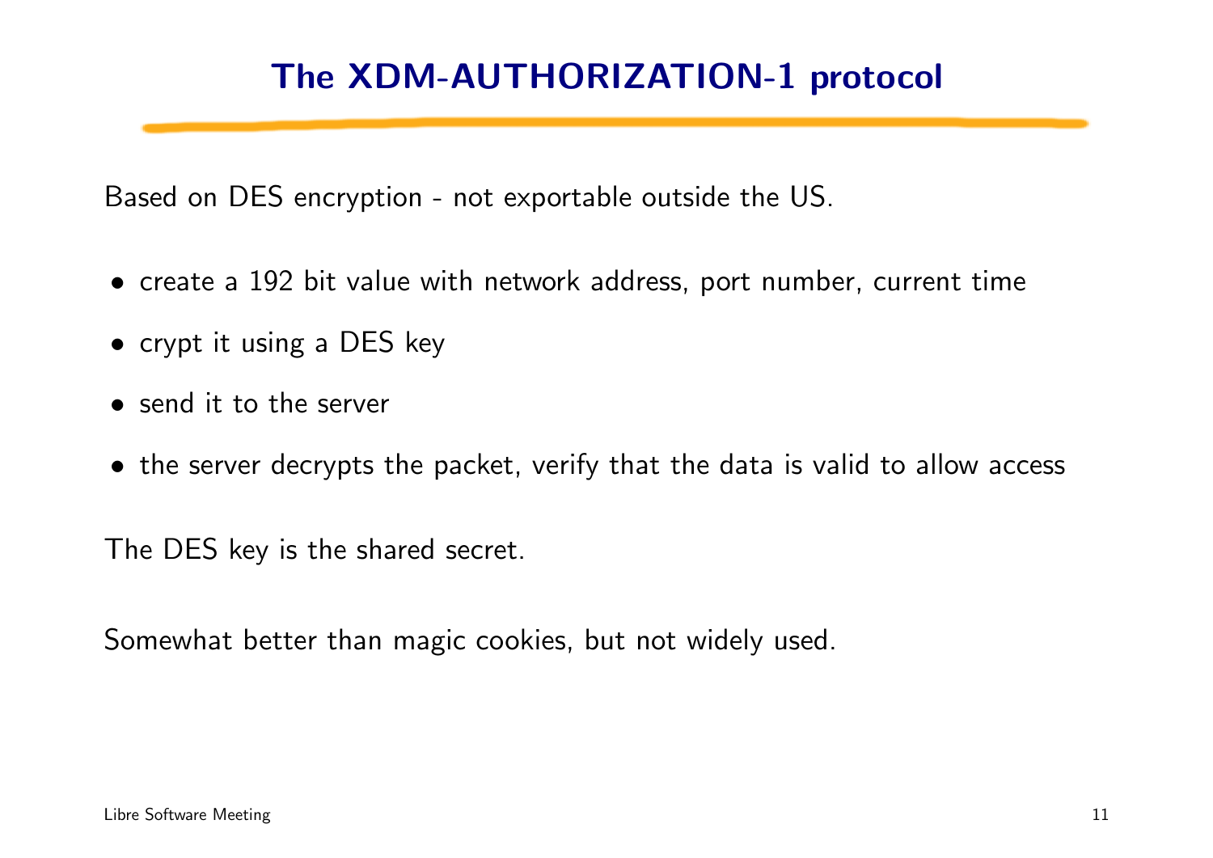# The XDM-AUTHORIZATION-1 protocol

Based on DES encryption - not exportable outside the US.

- create a 192 bit value with network address, port number, current time
- crypt it using a DES key
- send it to the server
- the server decrypts the packet, verify that the data is valid to allow access

The DES key is the shared secret.

Somewhat better than magic cookies, but not widely used.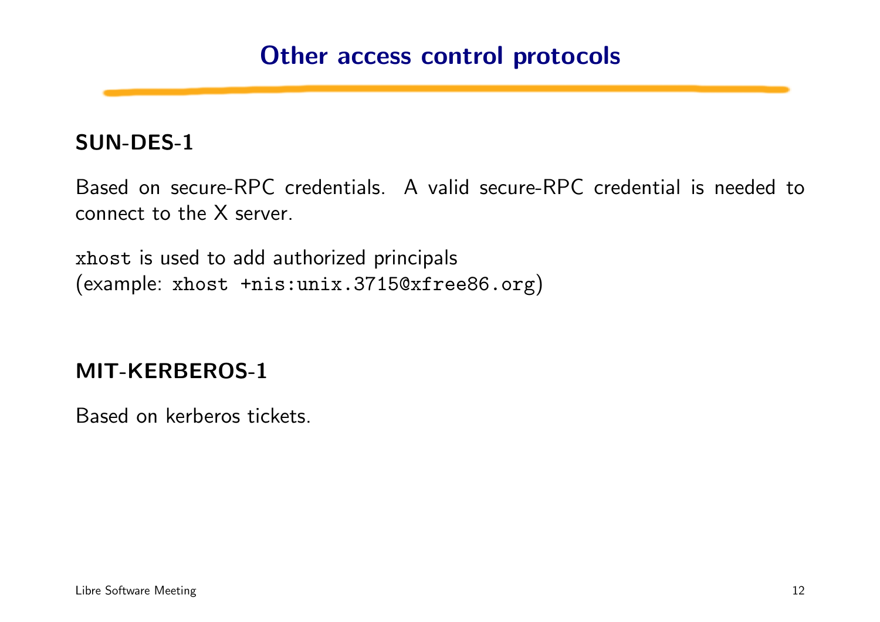# Other access control protocols

## SUN-DES-1

Based on secure-RPC credentials. A valid secure-RPC credential is needed to connect to the X server.

`xhost` is used to add authorized principals
(example: `xhost +nis:unix.3715@xfree86.org`)

## MIT-KERBEROS-1

Based on kerberos tickets.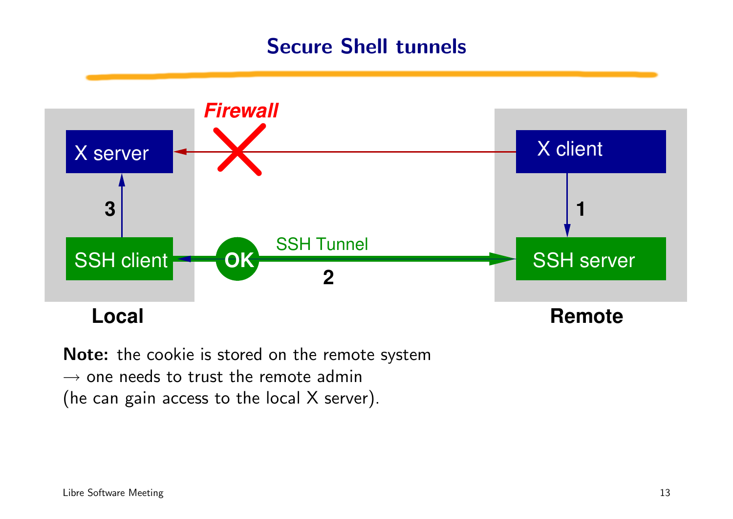# Secure Shell tunnels

*Firewall*

X server

X client

3

1

SSH client

OK

SSH Tunnel

SSH server

2

**Local**

**Remote**

**Note:** the cookie is stored on the remote system
→ one needs to trust the remote admin
(he can gain access to the local X server).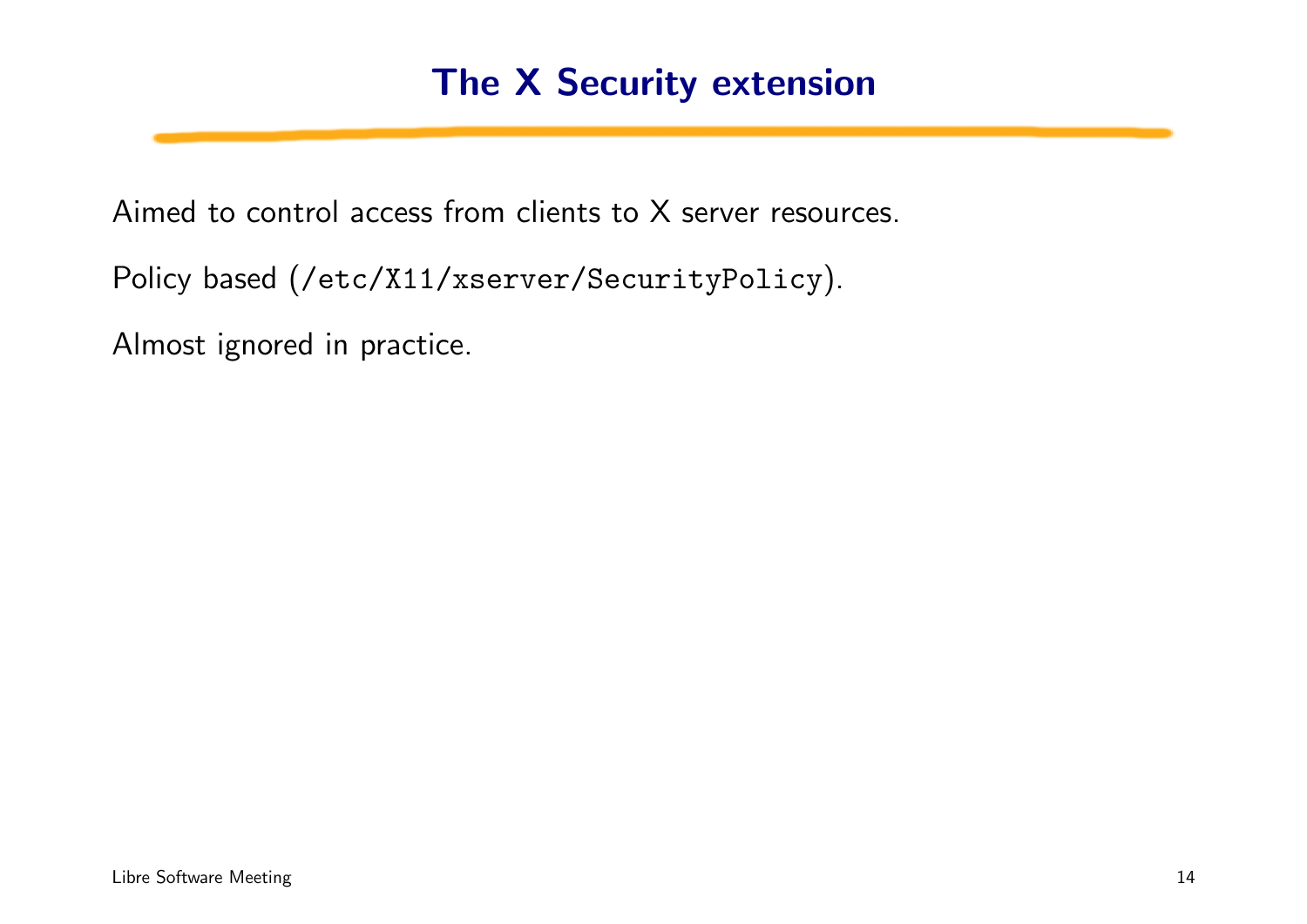# The X Security extension

Aimed to control access from clients to X server resources.

Policy based (`/etc/X11/xserver/SecurityPolicy`).

Almost ignored in practice.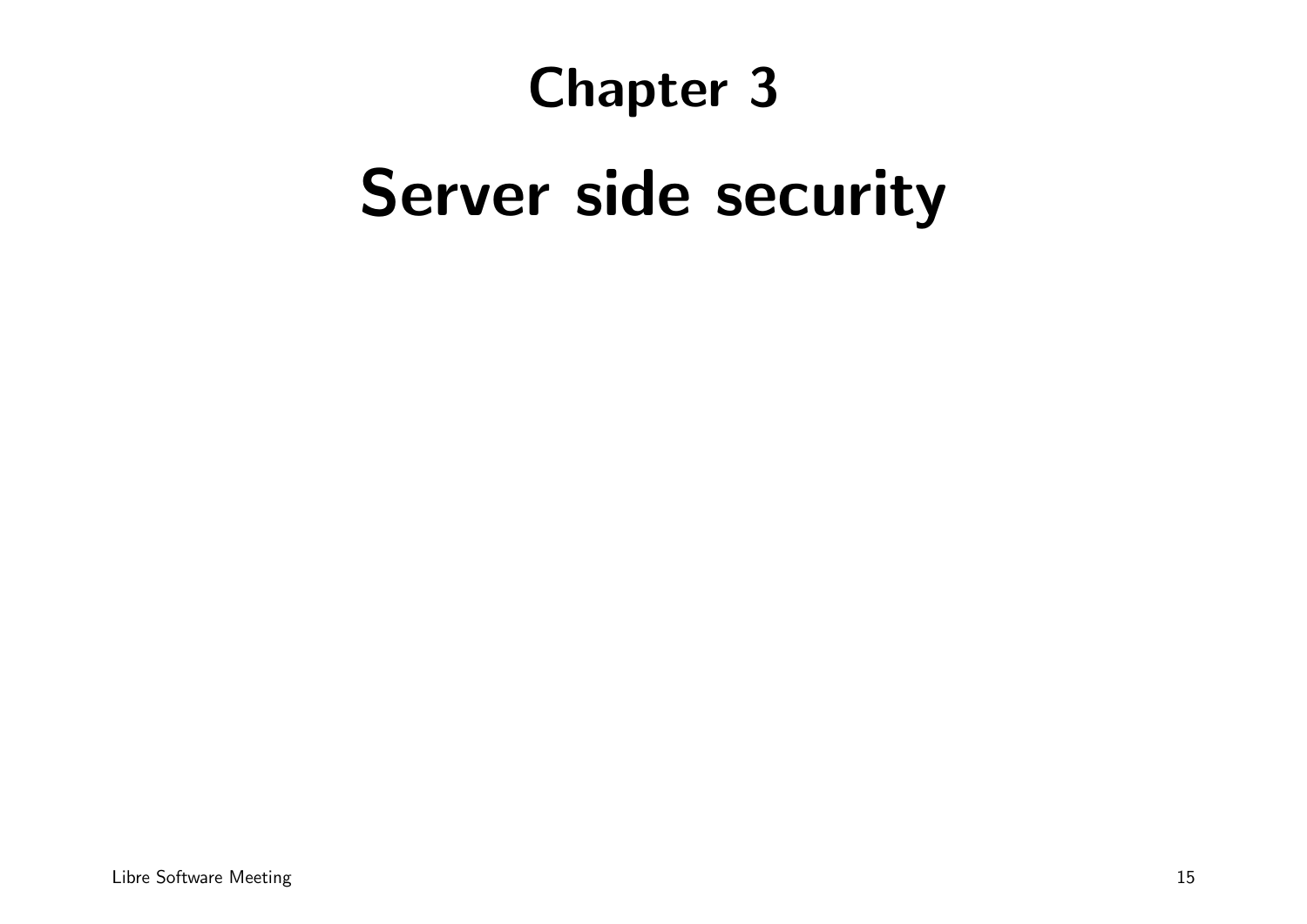# Chapter 3

# Server side security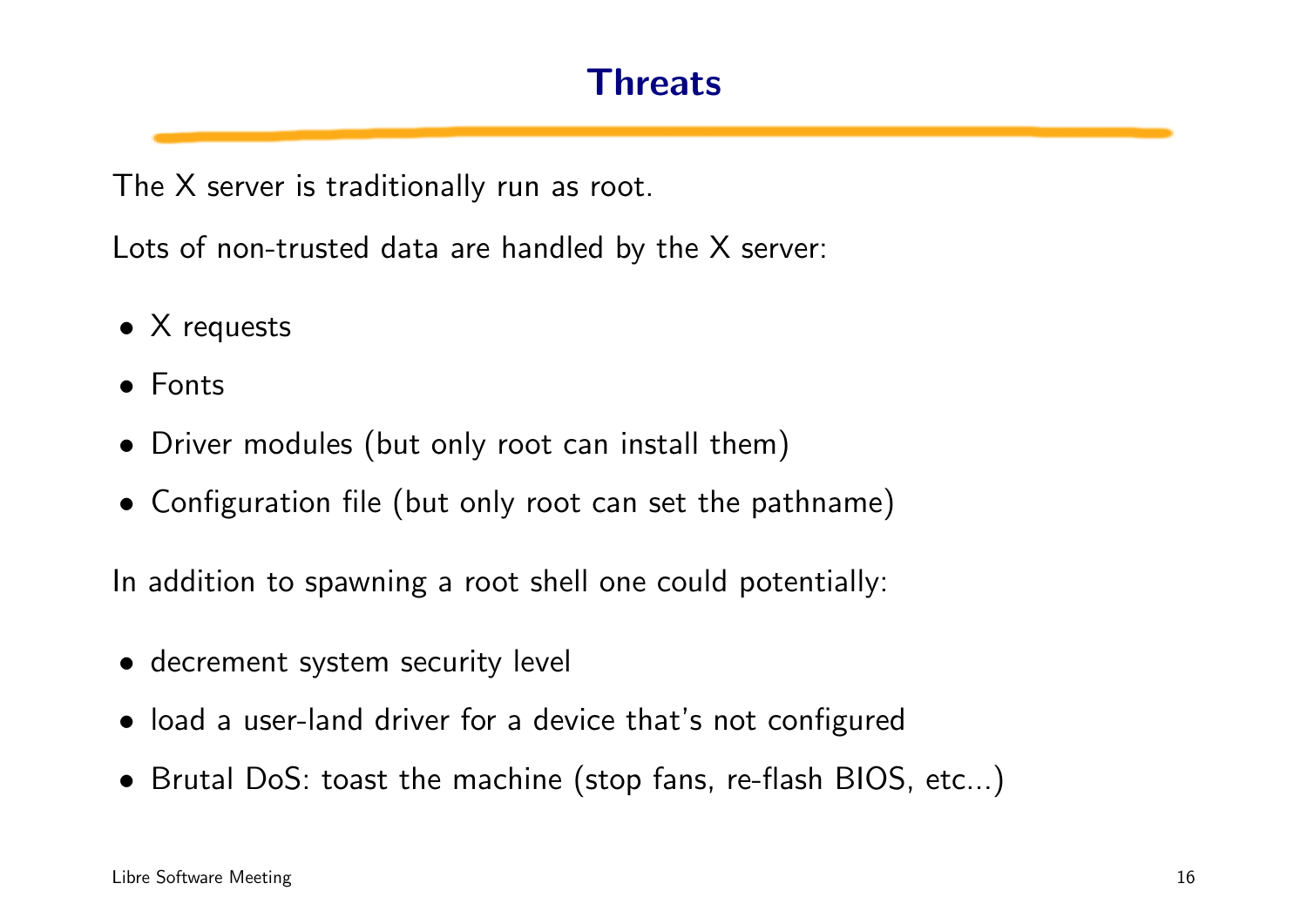# Threats

The X server is traditionally run as root.

Lots of non-trusted data are handled by the X server:

- X requests
- Fonts
- Driver modules (but only root can install them)
- Configuration file (but only root can set the pathname)

In addition to spawning a root shell one could potentially:

- decrement system security level
- load a user-land driver for a device that's not configured
- Brutal DoS: toast the machine (stop fans, re-flash BIOS, etc...)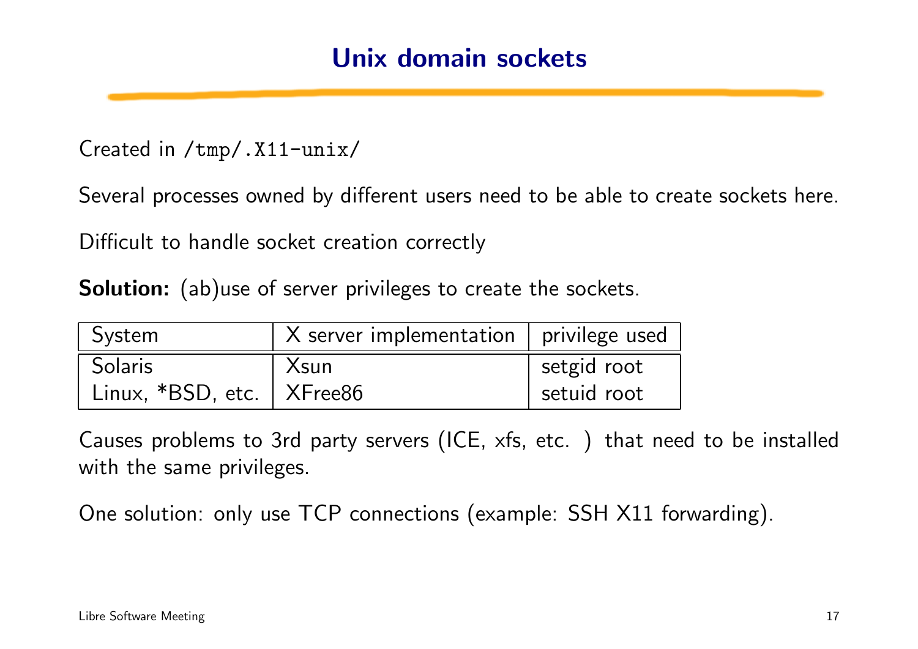# Unix domain sockets

Created in `/tmp/.X11-unix/`

Several processes owned by different users need to be able to create sockets here.

Difficult to handle socket creation correctly

**Solution:** (ab)use of server privileges to create the sockets.

| System | X server implementation | privilege used |
|---|---|---|
| Solaris | Xsun | setgid root |
| Linux, *BSD, etc. | XFree86 | setuid root |

Causes problems to 3rd party servers (ICE, xfs, etc. ) that need to be installed with the same privileges.

One solution: only use TCP connections (example: SSH X11 forwarding).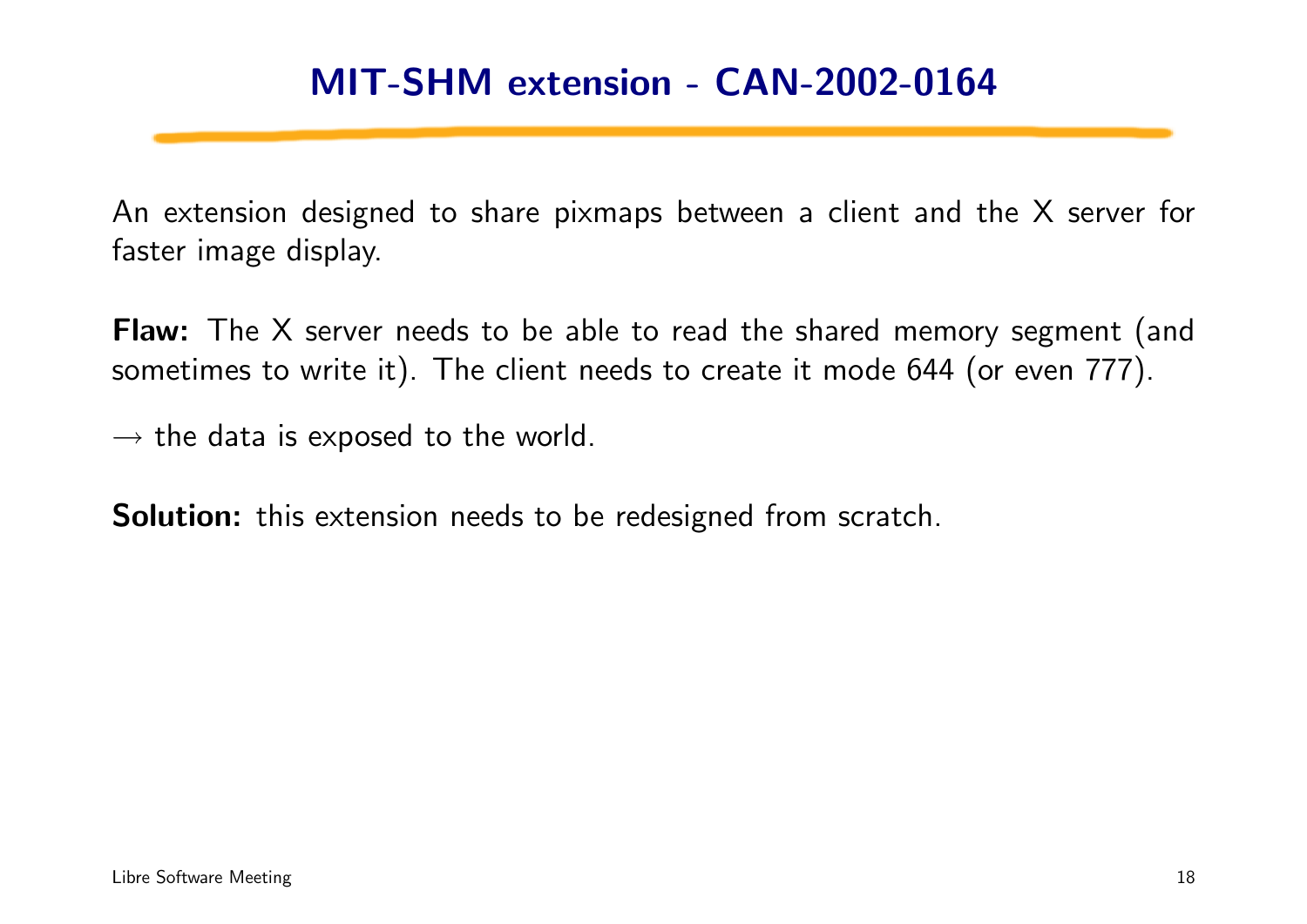# MIT-SHM extension - CAN-2002-0164

An extension designed to share pixmaps between a client and the X server for faster image display.

**Flaw:** The X server needs to be able to read the shared memory segment (and sometimes to write it). The client needs to create it mode 644 (or even 777).

→ the data is exposed to the world.

**Solution:** this extension needs to be redesigned from scratch.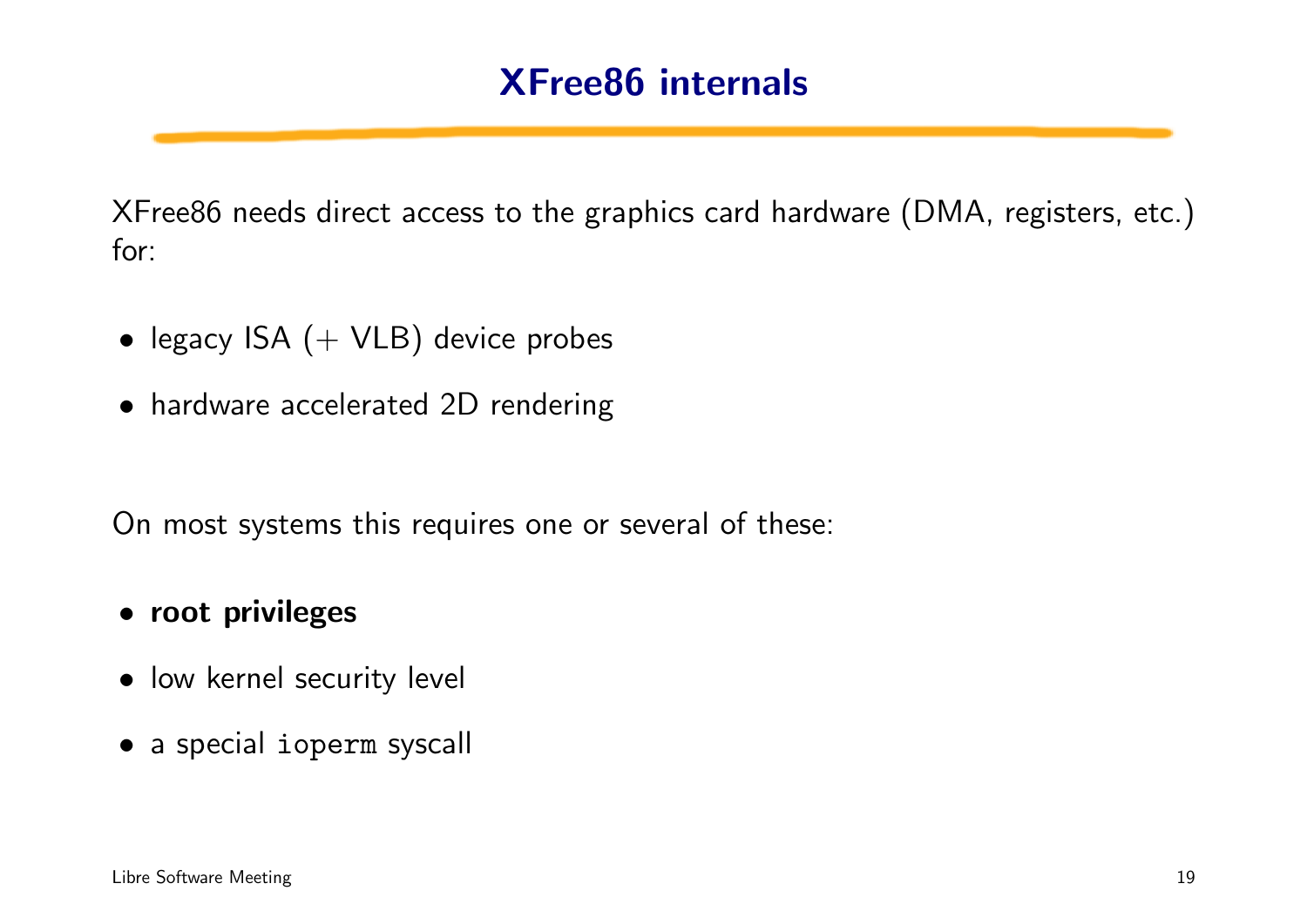# XFree86 internals

XFree86 needs direct access to the graphics card hardware (DMA, registers, etc.) for:

- legacy ISA (+ VLB) device probes
- hardware accelerated 2D rendering

On most systems this requires one or several of these:

- **root privileges**
- low kernel security level
- a special `ioperm` syscall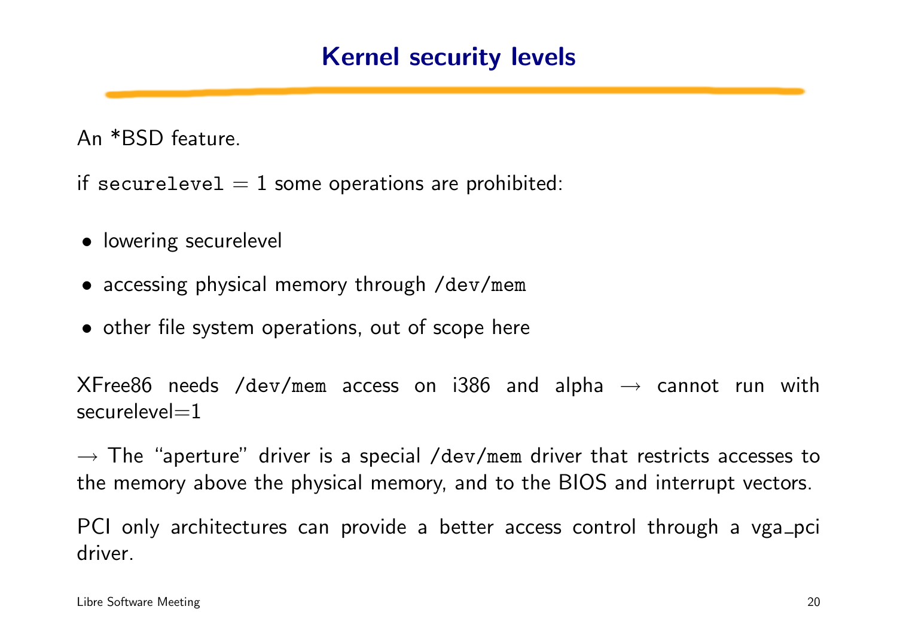# Kernel security levels

An *BSD feature.

if `securelevel` = 1 some operations are prohibited:

- lowering securelevel
- accessing physical memory through `/dev/mem`
- other file system operations, out of scope here

XFree86 needs `/dev/mem` access on i386 and alpha → cannot run with securelevel=1

→ The "aperture" driver is a special `/dev/mem` driver that restricts accesses to the memory above the physical memory, and to the BIOS and interrupt vectors.

PCI only architectures can provide a better access control through a vga_pci driver.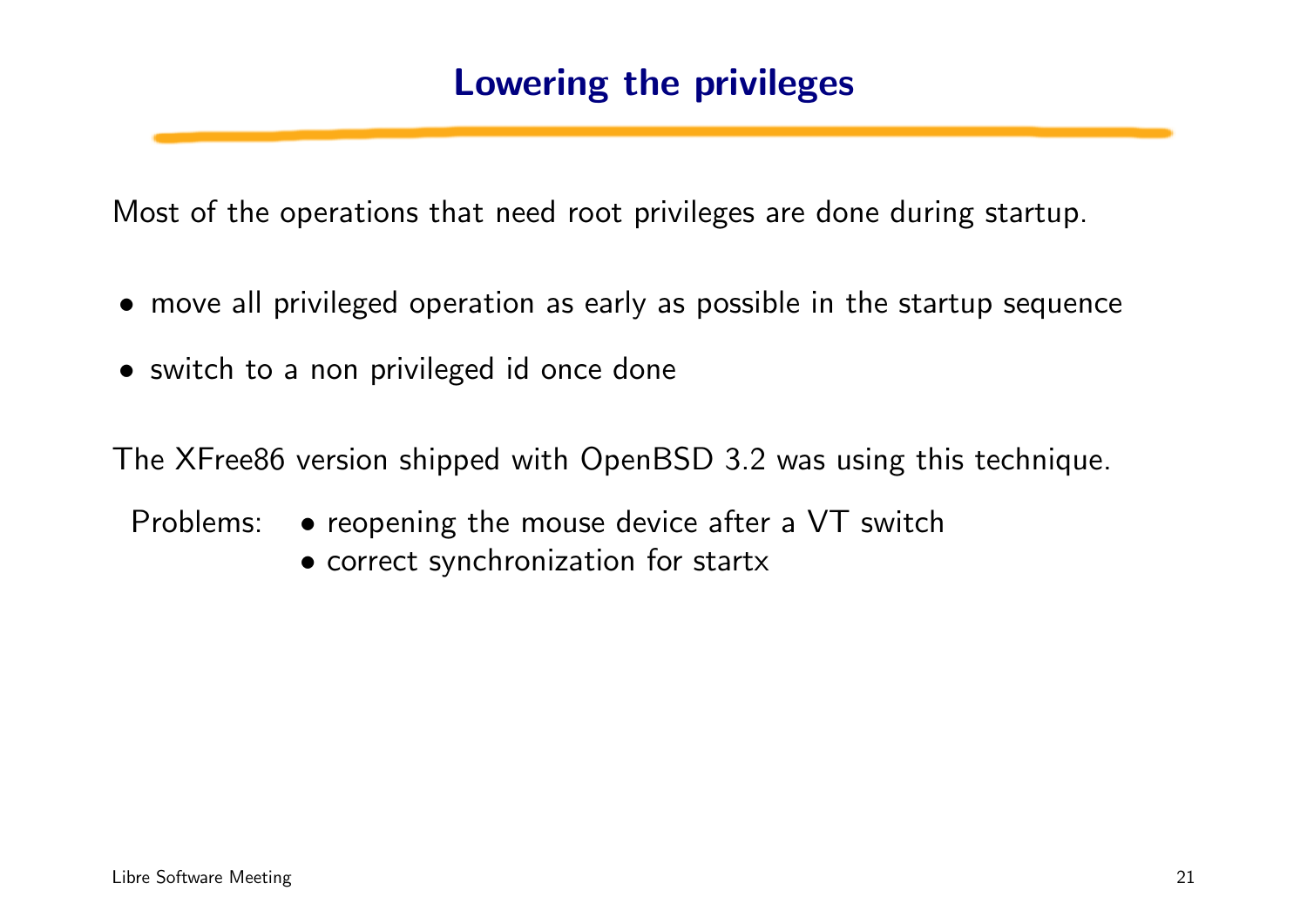# Lowering the privileges

Most of the operations that need root privileges are done during startup.

- move all privileged operation as early as possible in the startup sequence
- switch to a non privileged id once done

The XFree86 version shipped with OpenBSD 3.2 was using this technique.

Problems:
- reopening the mouse device after a VT switch
- correct synchronization for startx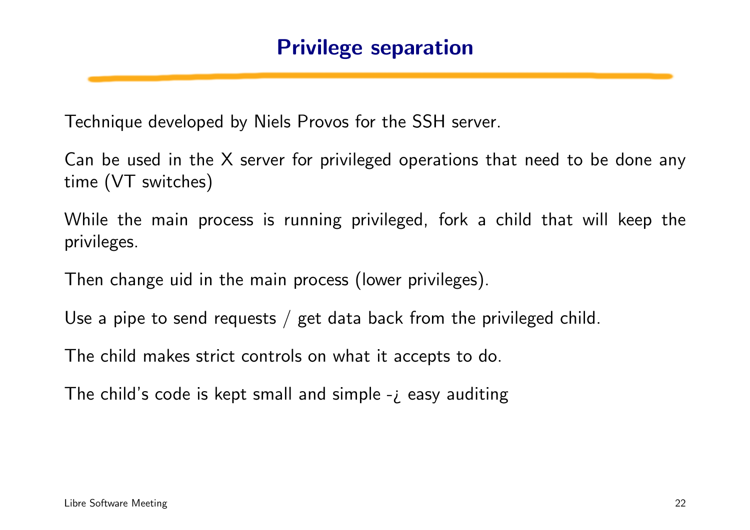# Privilege separation

Technique developed by Niels Provos for the SSH server.

Can be used in the X server for privileged operations that need to be done any time (VT switches)

While the main process is running privileged, fork a child that will keep the privileges.

Then change uid in the main process (lower privileges).

Use a pipe to send requests / get data back from the privileged child.

The child makes strict controls on what it accepts to do.

The child's code is kept small and simple -¿ easy auditing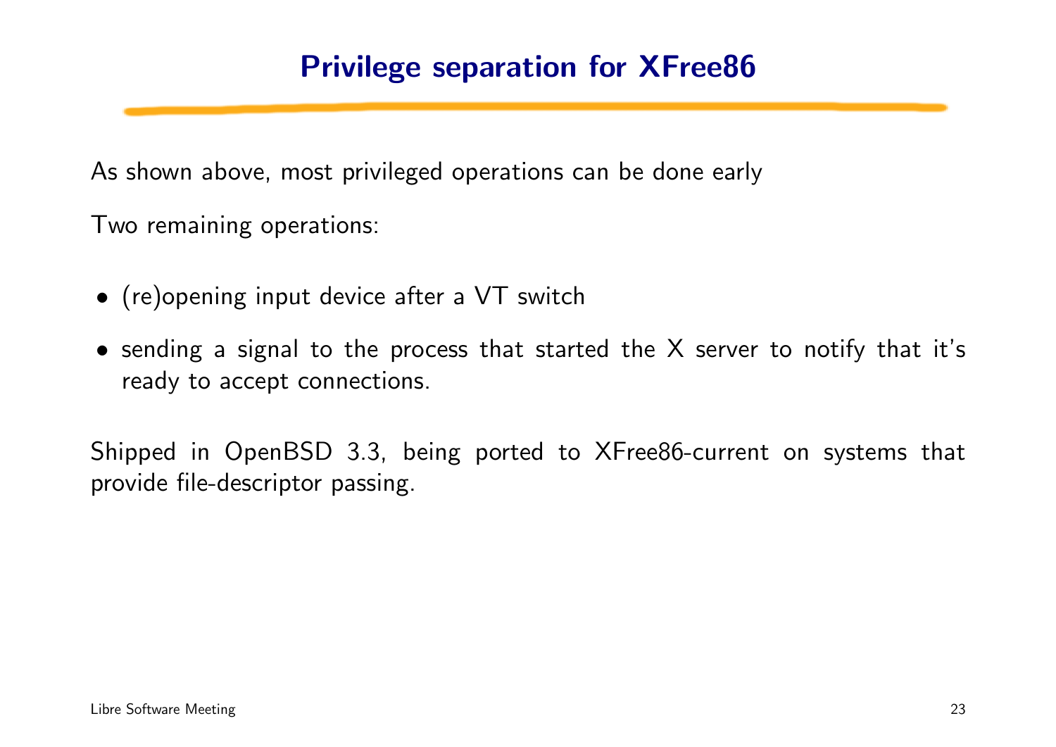# Privilege separation for XFree86

As shown above, most privileged operations can be done early

Two remaining operations:

- (re)opening input device after a VT switch
- sending a signal to the process that started the X server to notify that it's ready to accept connections.

Shipped in OpenBSD 3.3, being ported to XFree86-current on systems that provide file-descriptor passing.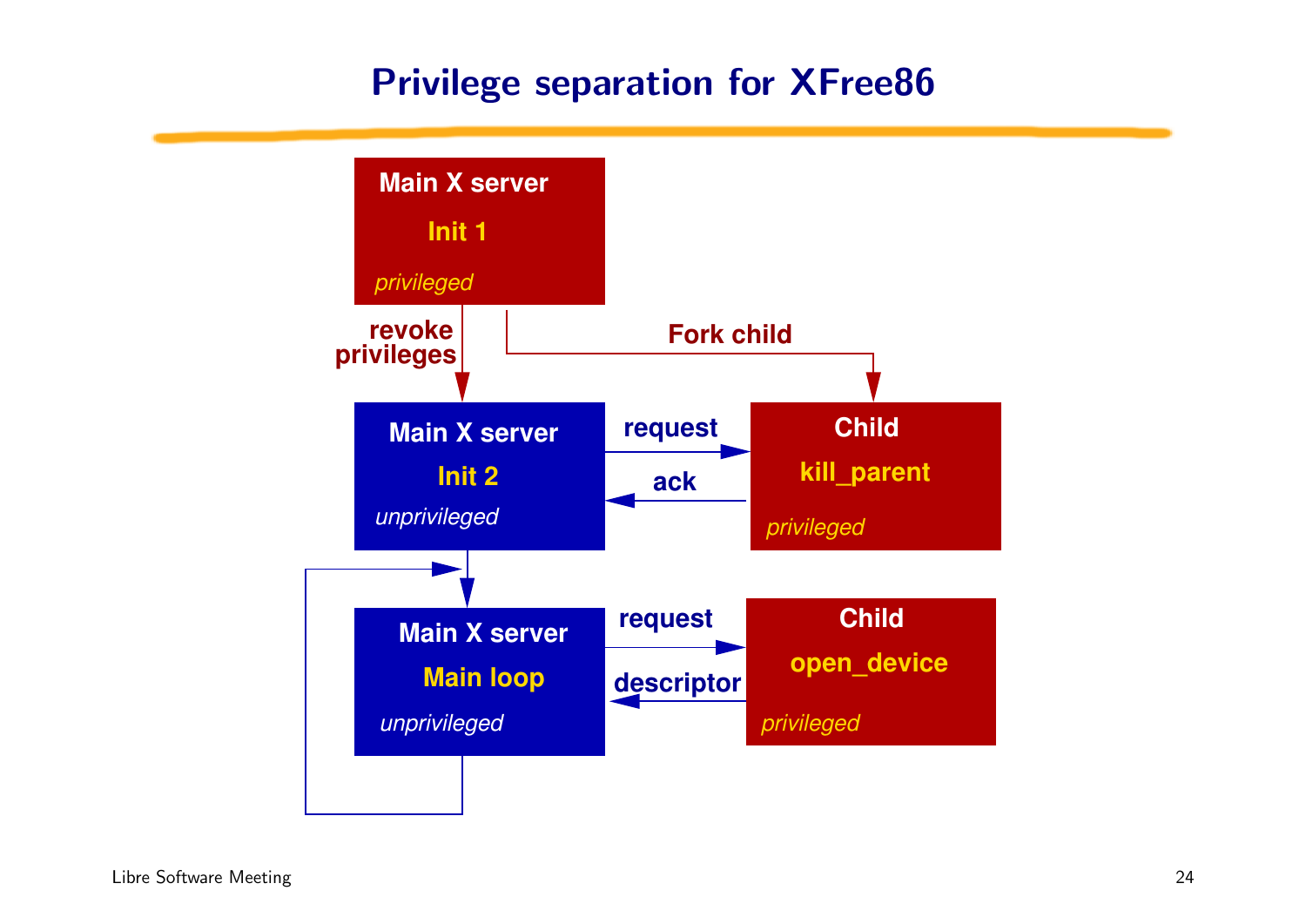# Privilege separation for XFree86

Main X server
Init 1
*privileged*

revoke privileges

Fork child

Main X server
Init 2
*unprivileged*

request

ack

Child
kill_parent
*privileged*

Main X server
Main loop
*unprivileged*

request

descriptor

Child
open_device
*privileged*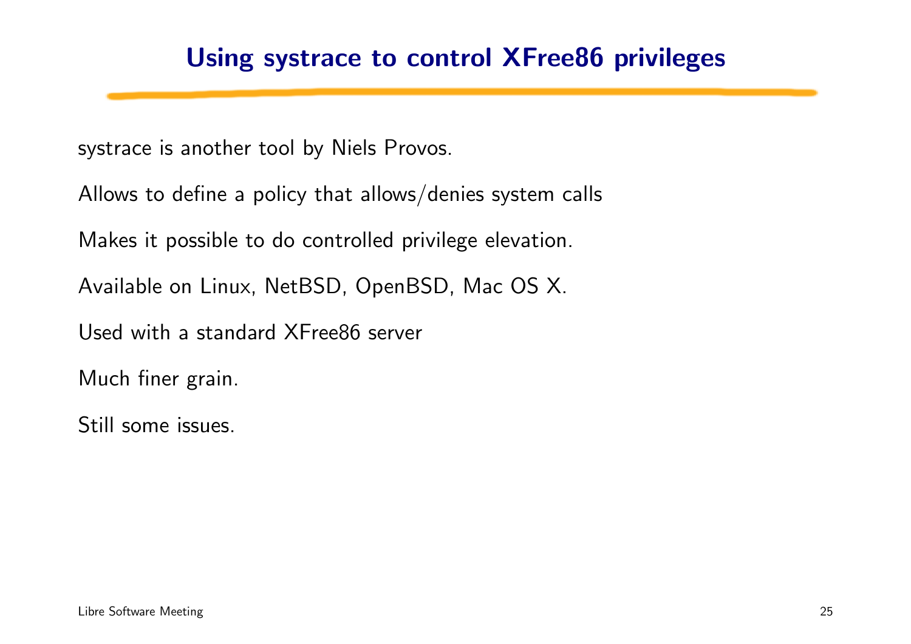## Using systrace to control XFree86 privileges

systrace is another tool by Niels Provos.

Allows to define a policy that allows/denies system calls

Makes it possible to do controlled privilege elevation.

Available on Linux, NetBSD, OpenBSD, Mac OS X.

Used with a standard XFree86 server

Much finer grain.

Still some issues.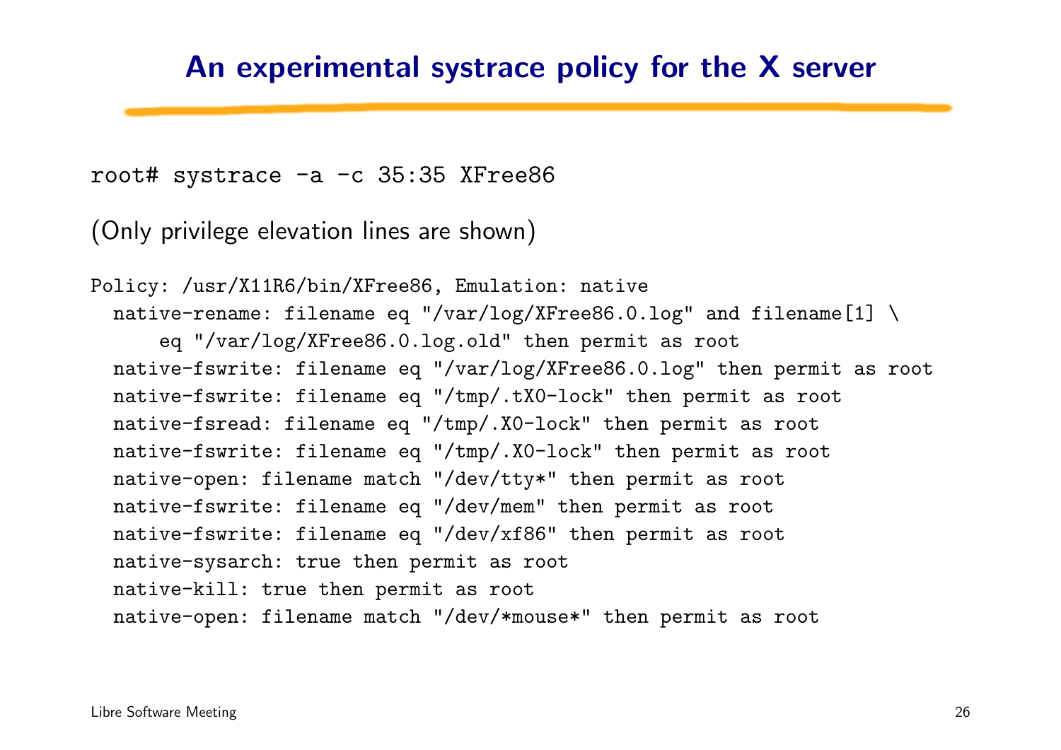# An experimental systrace policy for the X server

```
root# systrace -a -c 35:35 XFree86
```

(Only privilege elevation lines are shown)

```
Policy: /usr/X11R6/bin/XFree86, Emulation: native
  native-rename: filename eq "/var/log/XFree86.0.log" and filename[1] \
      eq "/var/log/XFree86.0.log.old" then permit as root
  native-fswrite: filename eq "/var/log/XFree86.0.log" then permit as root
  native-fswrite: filename eq "/tmp/.tX0-lock" then permit as root
  native-fsread: filename eq "/tmp/.X0-lock" then permit as root
  native-fswrite: filename eq "/tmp/.X0-lock" then permit as root
  native-open: filename match "/dev/tty*" then permit as root
  native-fswrite: filename eq "/dev/mem" then permit as root
  native-fswrite: filename eq "/dev/xf86" then permit as root
  native-sysarch: true then permit as root
  native-kill: true then permit as root
  native-open: filename match "/dev/*mouse*" then permit as root
```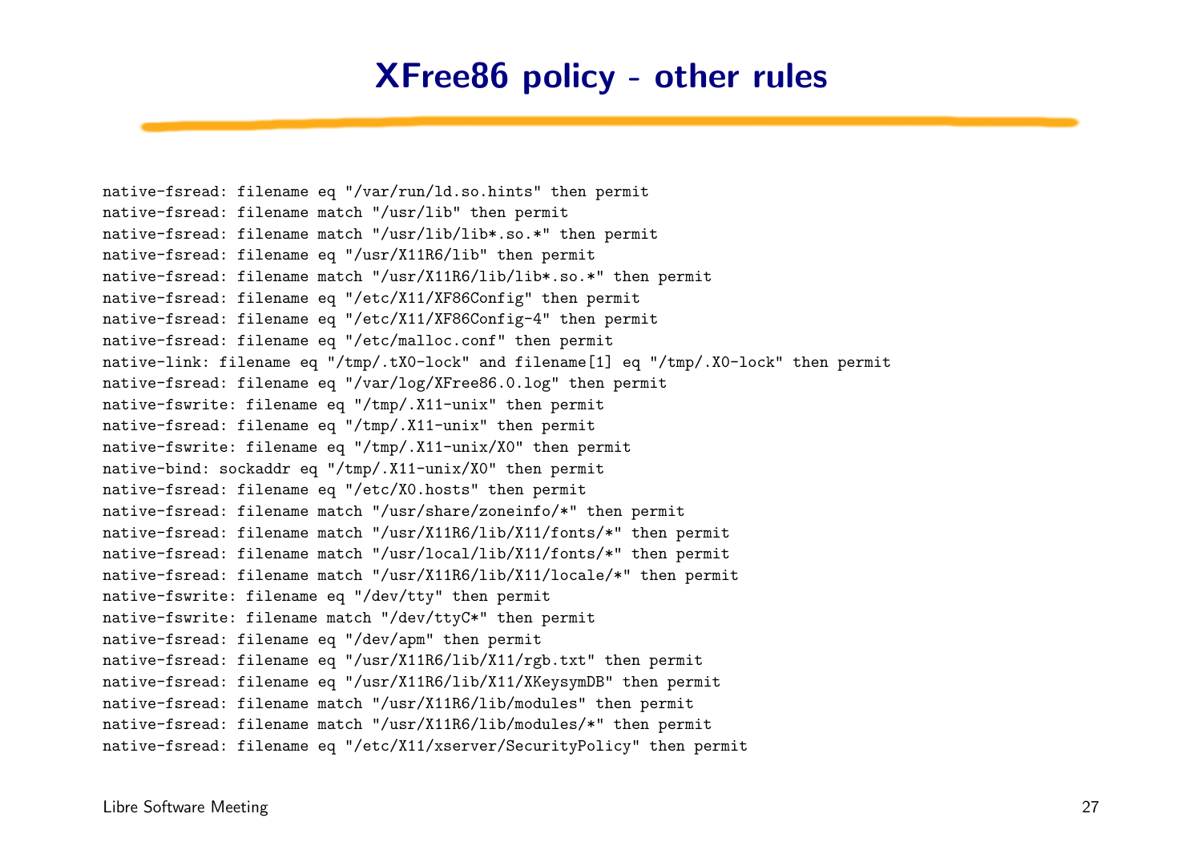# XFree86 policy - other rules

```
native-fsread: filename eq "/var/run/ld.so.hints" then permit
native-fsread: filename match "/usr/lib" then permit
native-fsread: filename match "/usr/lib/lib*.so.*" then permit
native-fsread: filename eq "/usr/X11R6/lib" then permit
native-fsread: filename match "/usr/X11R6/lib/lib*.so.*" then permit
native-fsread: filename eq "/etc/X11/XF86Config" then permit
native-fsread: filename eq "/etc/X11/XF86Config-4" then permit
native-fsread: filename eq "/etc/malloc.conf" then permit
native-link: filename eq "/tmp/.tX0-lock" and filename[1] eq "/tmp/.X0-lock" then permit
native-fsread: filename eq "/var/log/XFree86.0.log" then permit
native-fswrite: filename eq "/tmp/.X11-unix" then permit
native-fsread: filename eq "/tmp/.X11-unix" then permit
native-fswrite: filename eq "/tmp/.X11-unix/X0" then permit
native-bind: sockaddr eq "/tmp/.X11-unix/X0" then permit
native-fsread: filename eq "/etc/X0.hosts" then permit
native-fsread: filename match "/usr/share/zoneinfo/*" then permit
native-fsread: filename match "/usr/X11R6/lib/X11/fonts/*" then permit
native-fsread: filename match "/usr/local/lib/X11/fonts/*" then permit
native-fsread: filename match "/usr/X11R6/lib/X11/locale/*" then permit
native-fswrite: filename eq "/dev/tty" then permit
native-fswrite: filename match "/dev/ttyC*" then permit
native-fsread: filename eq "/dev/apm" then permit
native-fsread: filename eq "/usr/X11R6/lib/X11/rgb.txt" then permit
native-fsread: filename eq "/usr/X11R6/lib/X11/XKeysymDB" then permit
native-fsread: filename match "/usr/X11R6/lib/modules" then permit
native-fsread: filename match "/usr/X11R6/lib/modules/*" then permit
native-fsread: filename eq "/etc/X11/xserver/SecurityPolicy" then permit
```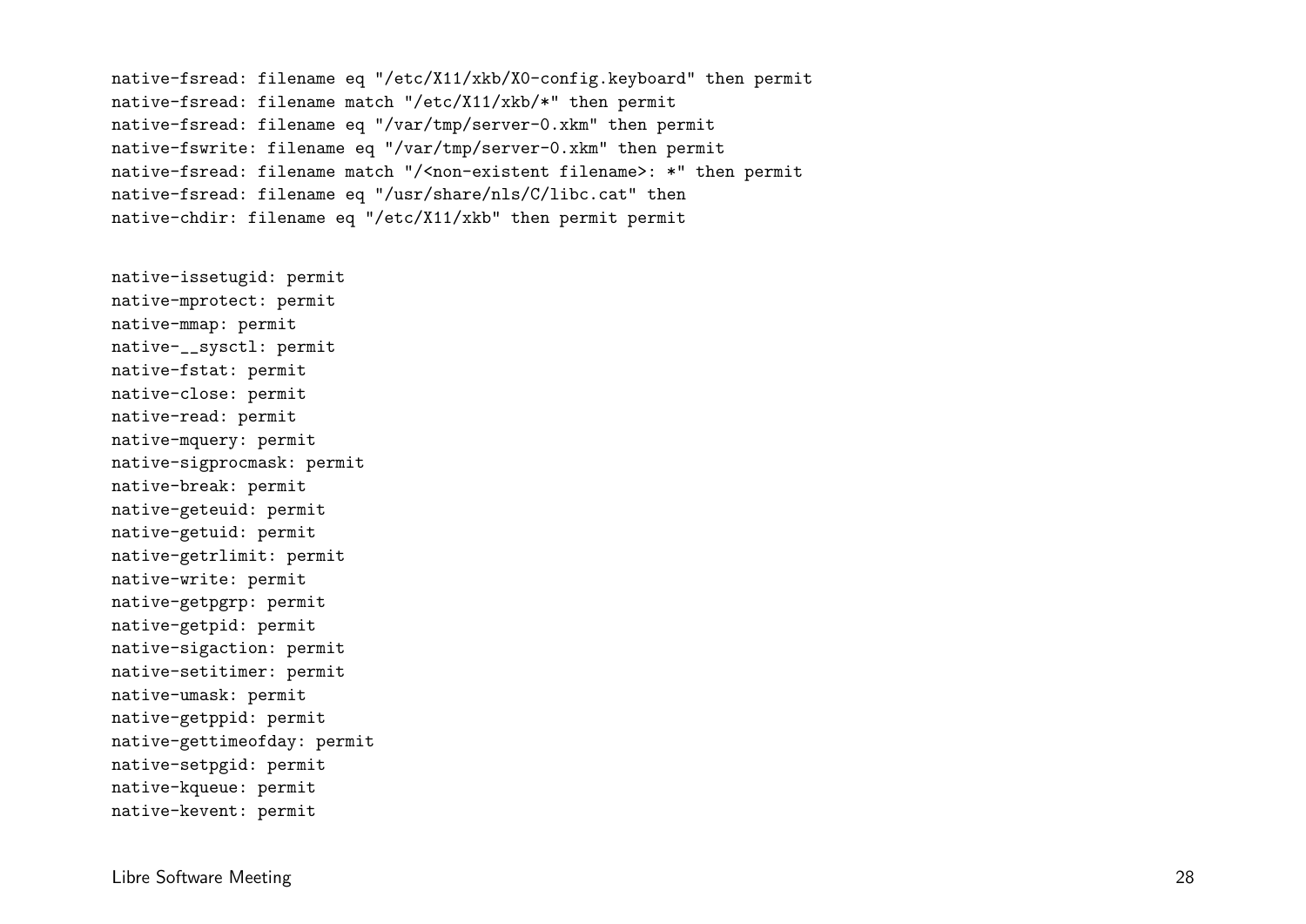```
native-fsread: filename eq "/etc/X11/xkb/X0-config.keyboard" then permit
native-fsread: filename match "/etc/X11/xkb/*" then permit
native-fsread: filename eq "/var/tmp/server-0.xkm" then permit
native-fswrite: filename eq "/var/tmp/server-0.xkm" then permit
native-fsread: filename match "/<non-existent filename>: *" then permit
native-fsread: filename eq "/usr/share/nls/C/libc.cat" then
native-chdir: filename eq "/etc/X11/xkb" then permit permit
```

```
native-issetugid: permit
native-mprotect: permit
native-mmap: permit
native-__sysctl: permit
native-fstat: permit
native-close: permit
native-read: permit
native-mquery: permit
native-sigprocmask: permit
native-break: permit
native-geteuid: permit
native-getuid: permit
native-getrlimit: permit
native-write: permit
native-getpgrp: permit
native-getpid: permit
native-sigaction: permit
native-setitimer: permit
native-umask: permit
native-getppid: permit
native-gettimeofday: permit
native-setpgid: permit
native-kqueue: permit
native-kevent: permit
```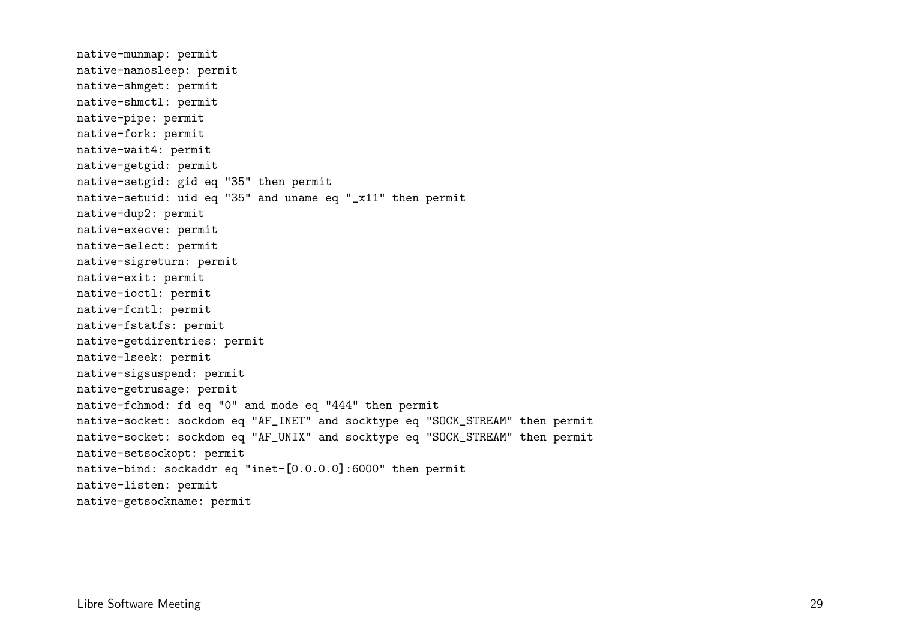```
native-munmap: permit
native-nanosleep: permit
native-shmget: permit
native-shmctl: permit
native-pipe: permit
native-fork: permit
native-wait4: permit
native-getgid: permit
native-setgid: gid eq "35" then permit
native-setuid: uid eq "35" and uname eq "_x11" then permit
native-dup2: permit
native-execve: permit
native-select: permit
native-sigreturn: permit
native-exit: permit
native-ioctl: permit
native-fcntl: permit
native-fstatfs: permit
native-getdirentries: permit
native-lseek: permit
native-sigsuspend: permit
native-getrusage: permit
native-fchmod: fd eq "0" and mode eq "444" then permit
native-socket: sockdom eq "AF_INET" and socktype eq "SOCK_STREAM" then permit
native-socket: sockdom eq "AF_UNIX" and socktype eq "SOCK_STREAM" then permit
native-setsockopt: permit
native-bind: sockaddr eq "inet-[0.0.0.0]:6000" then permit
native-listen: permit
native-getsockname: permit
```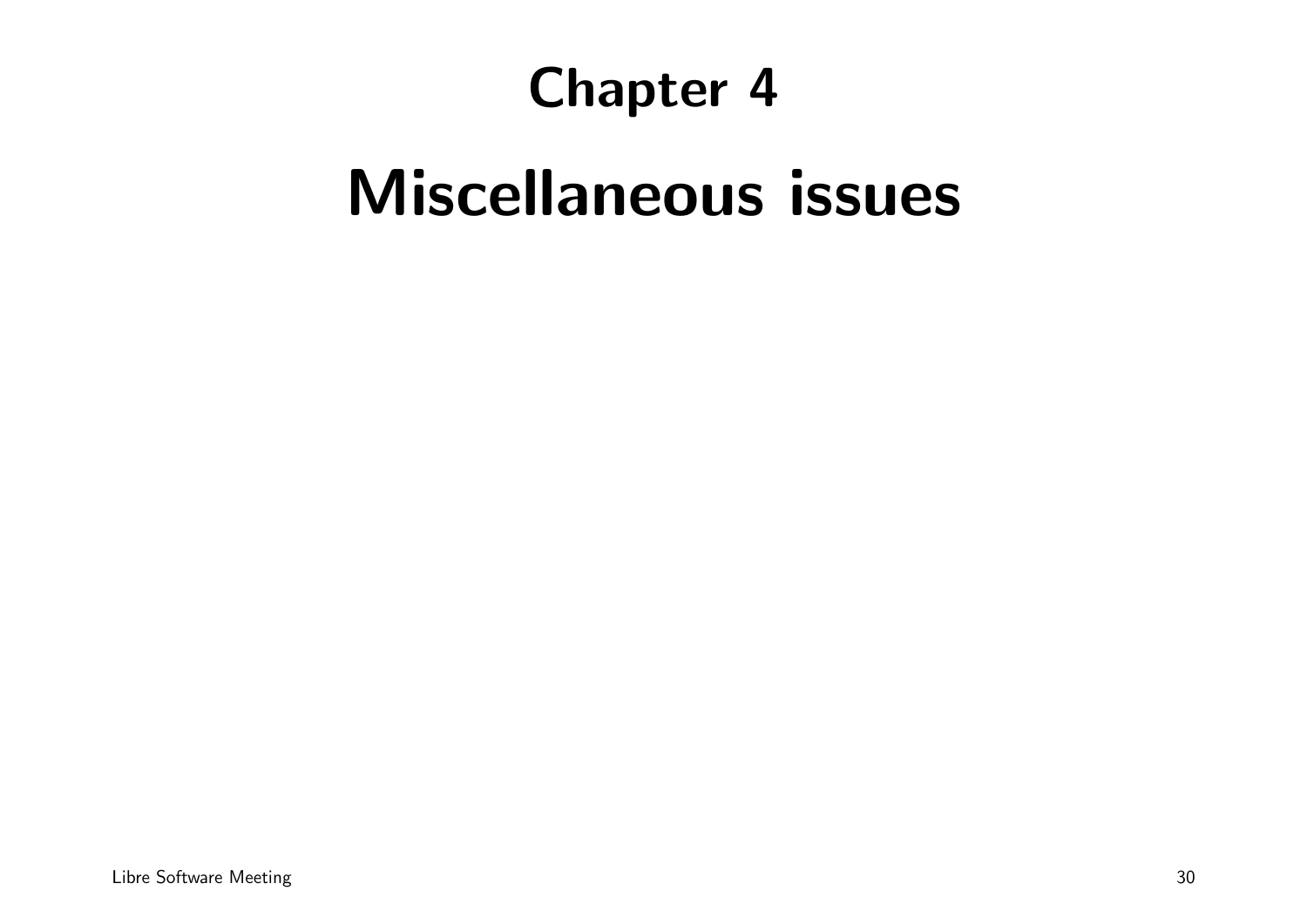# Chapter 4

# Miscellaneous issues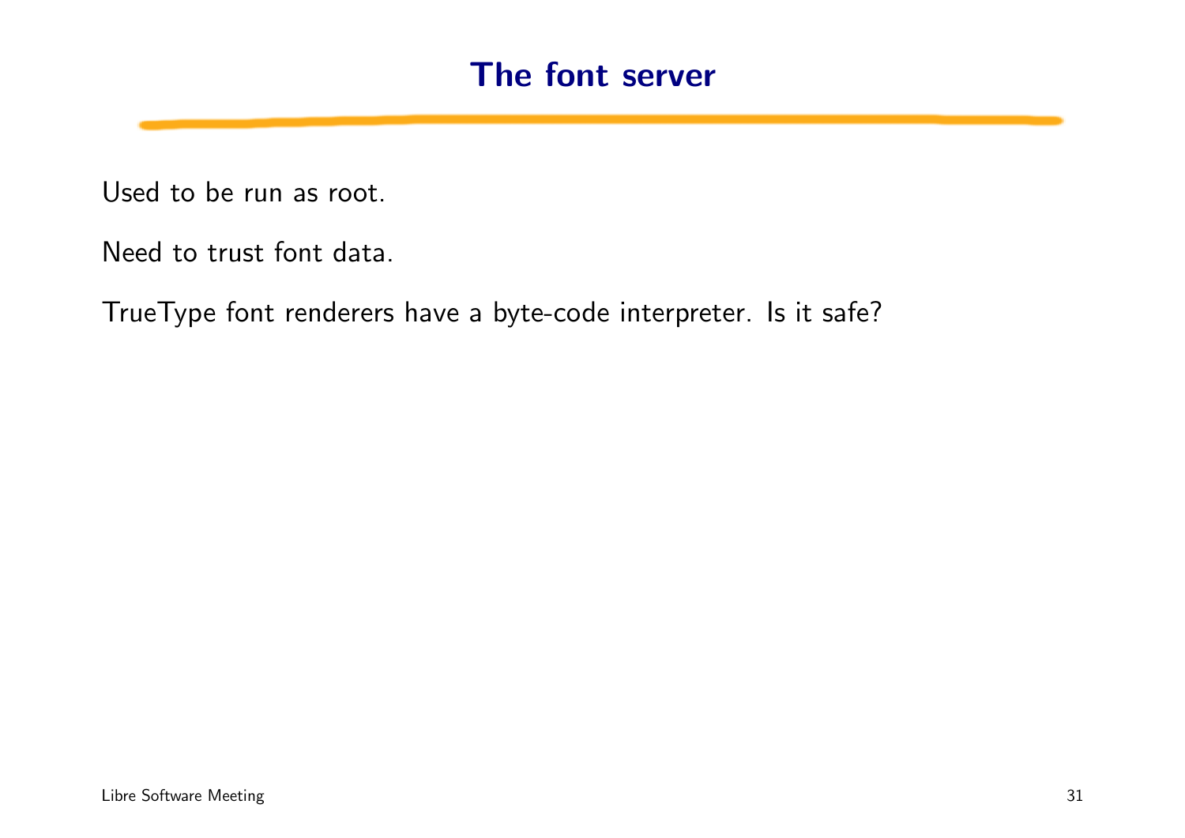# The font server

Used to be run as root.

Need to trust font data.

TrueType font renderers have a byte-code interpreter. Is it safe?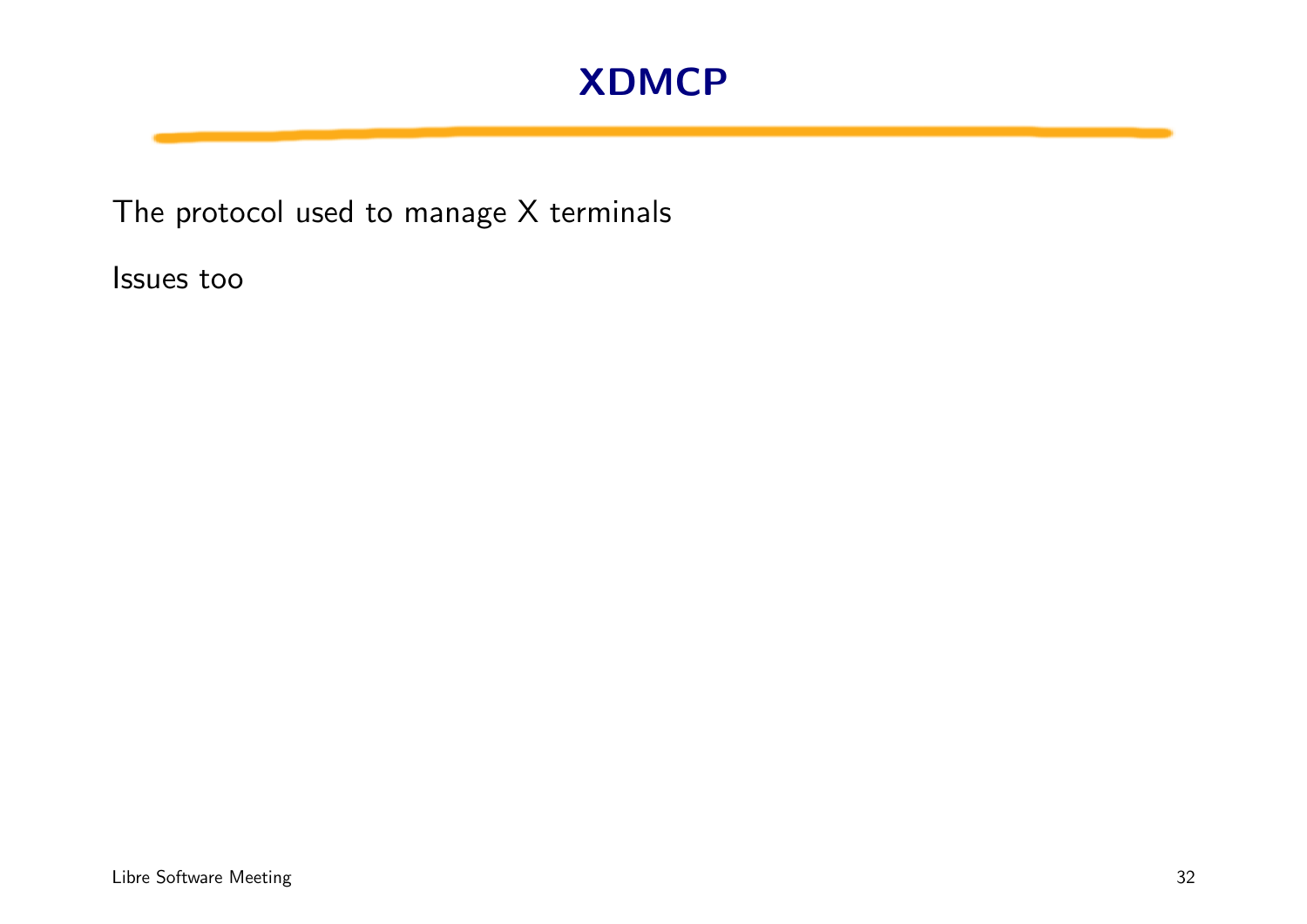# XDMCP

The protocol used to manage X terminals

Issues too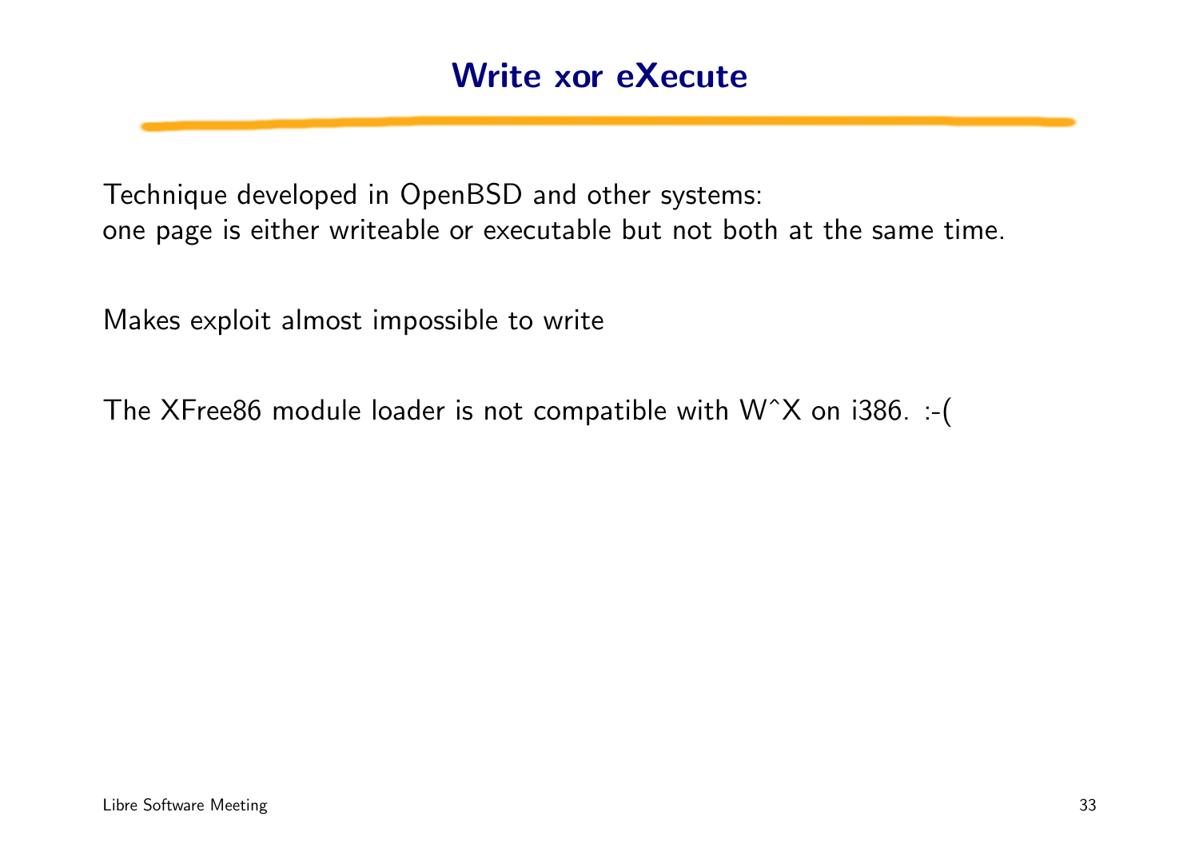# Write xor eXecute

Technique developed in OpenBSD and other systems:
one page is either writeable or executable but not both at the same time.

Makes exploit almost impossible to write

The XFree86 module loader is not compatible with W^X on i386. :-(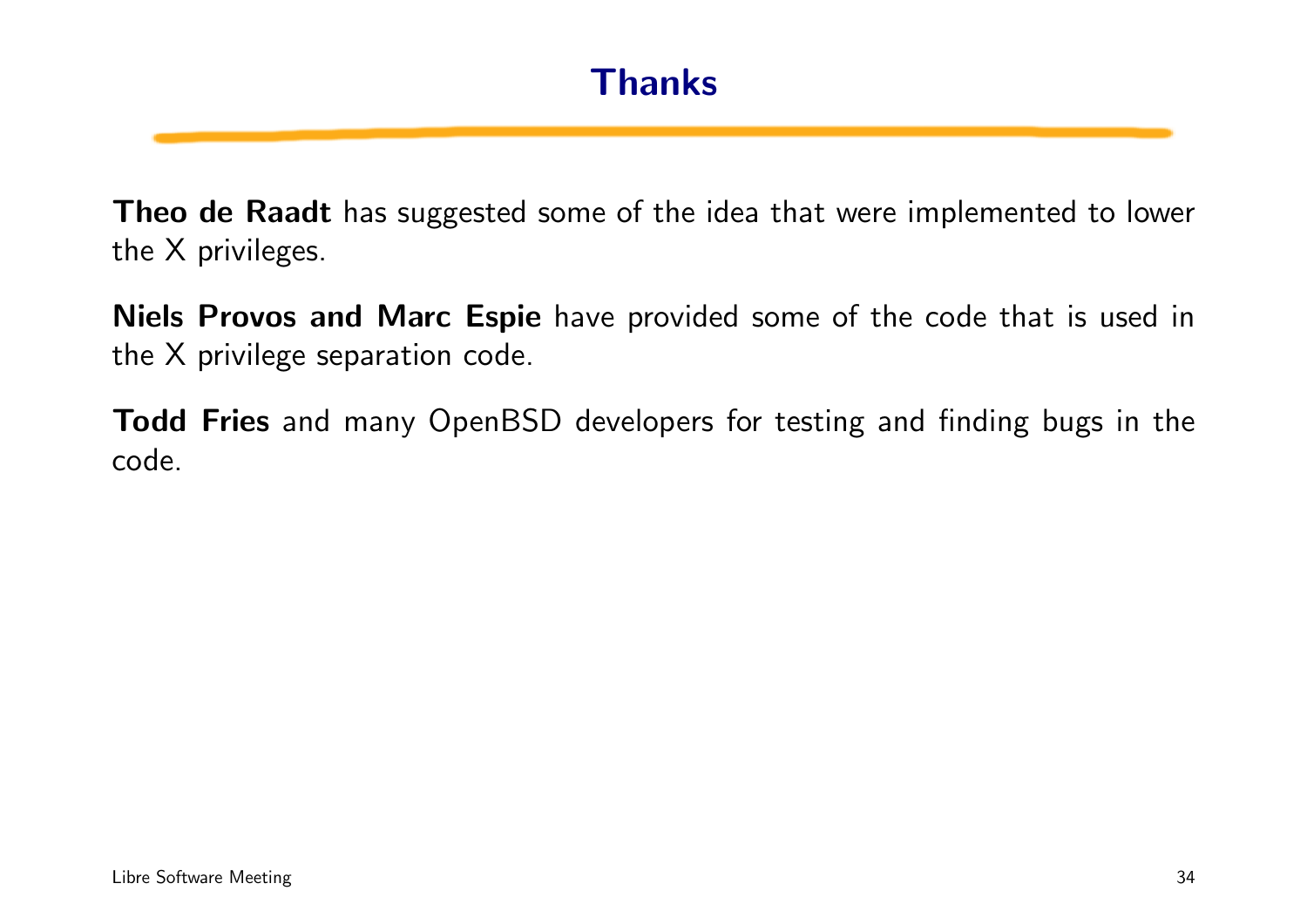# Thanks

**Theo de Raadt** has suggested some of the idea that were implemented to lower the X privileges.

**Niels Provos and Marc Espie** have provided some of the code that is used in the X privilege separation code.

**Todd Fries** and many OpenBSD developers for testing and finding bugs in the code.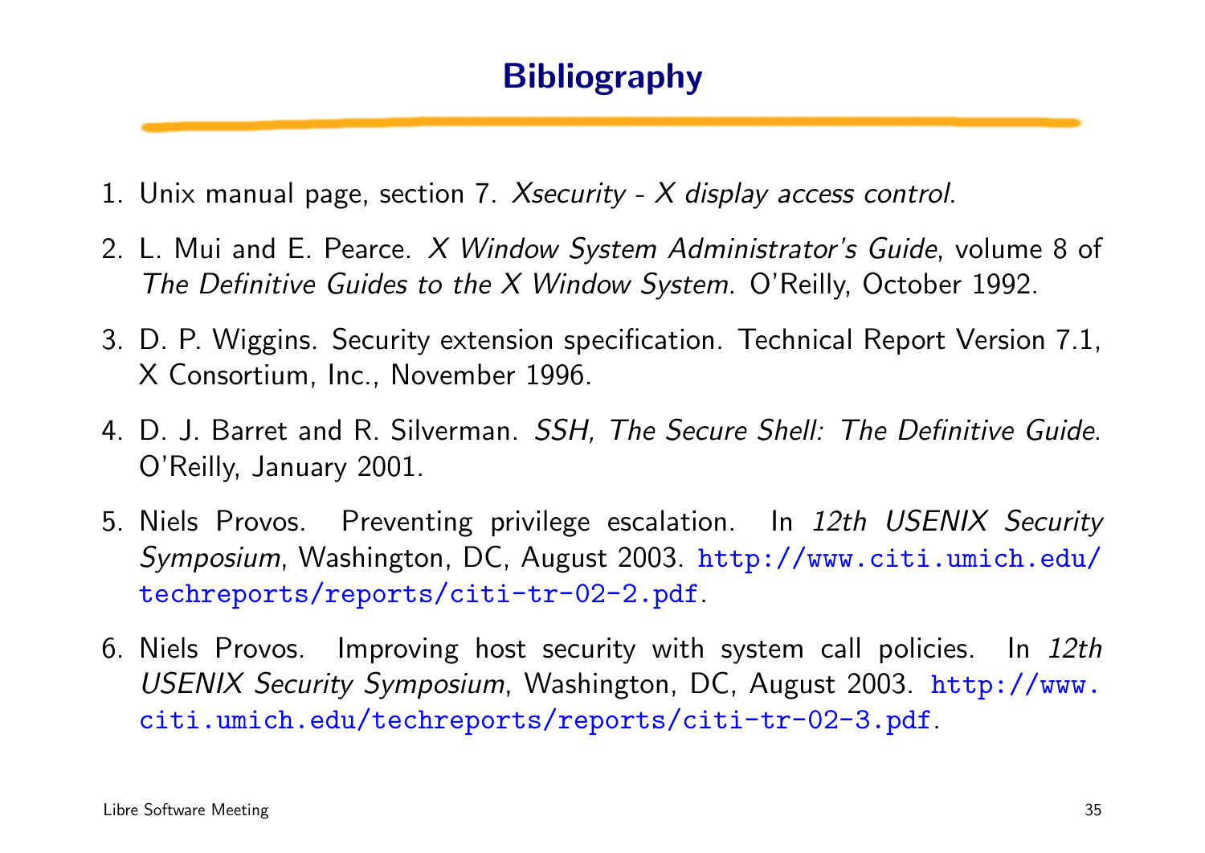# Bibliography

1. Unix manual page, section 7. *Xsecurity - X display access control*.
2. L. Mui and E. Pearce. *X Window System Administrator's Guide*, volume 8 of *The Definitive Guides to the X Window System*. O'Reilly, October 1992.
3. D. P. Wiggins. Security extension specification. Technical Report Version 7.1, X Consortium, Inc., November 1996.
4. D. J. Barret and R. Silverman. *SSH, The Secure Shell: The Definitive Guide*. O'Reilly, January 2001.
5. Niels Provos. Preventing privilege escalation. In *12th USENIX Security Symposium*, Washington, DC, August 2003. http://www.citi.umich.edu/techreports/reports/citi-tr-02-2.pdf.
6. Niels Provos. Improving host security with system call policies. In *12th USENIX Security Symposium*, Washington, DC, August 2003. http://www.citi.umich.edu/techreports/reports/citi-tr-02-3.pdf.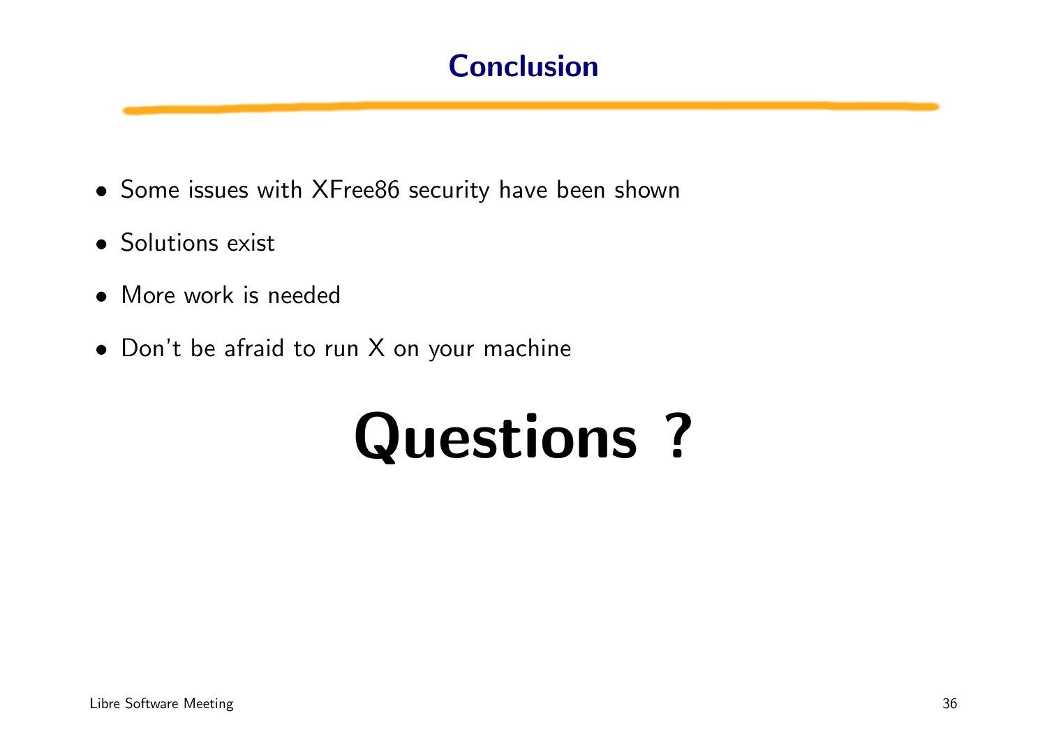# Conclusion

- Some issues with XFree86 security have been shown
- Solutions exist
- More work is needed
- Don't be afraid to run X on your machine

# Questions ?